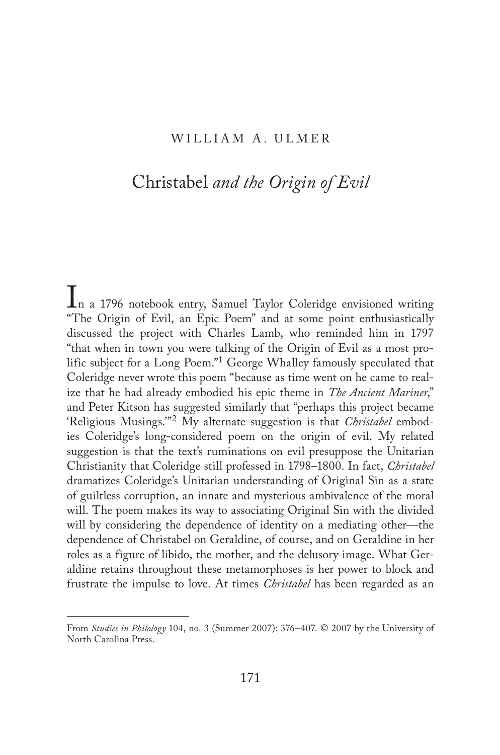WILLIAM A. ULMER

# *Christabel* and the Origin of Evil

In a 1796 notebook entry, Samuel Taylor Coleridge envisioned writing "The Origin of Evil, an Epic Poem" and at some point enthusiastically discussed the project with Charles Lamb, who reminded him in 1797 "that when in town you were talking of the Origin of Evil as a most prolific subject for a Long Poem."[1] George Whalley famously speculated that Coleridge never wrote this poem "because as time went on he came to realize that he had already embodied his epic theme in *The Ancient Mariner*," and Peter Kitson has suggested similarly that "perhaps this project became 'Religious Musings.'"[2] My alternate suggestion is that *Christabel* embodies Coleridge's long-considered poem on the origin of evil. My related suggestion is that the text's ruminations on evil presuppose the Unitarian Christianity that Coleridge still professed in 1798–1800. In fact, *Christabel* dramatizes Coleridge's Unitarian understanding of Original Sin as a state of guiltless corruption, an innate and mysterious ambivalence of the moral will. The poem makes its way to associating Original Sin with the divided will by considering the dependence of identity on a mediating other—the dependence of Christabel on Geraldine, of course, and on Geraldine in her roles as a figure of libido, the mother, and the delusory image. What Geraldine retains throughout these metamorphoses is her power to block and frustrate the impulse to love. At times *Christabel* has been regarded as an

---

From *Studies in Philology* 104, no. 3 (Summer 2007): 376–407. © 2007 by the University of North Carolina Press.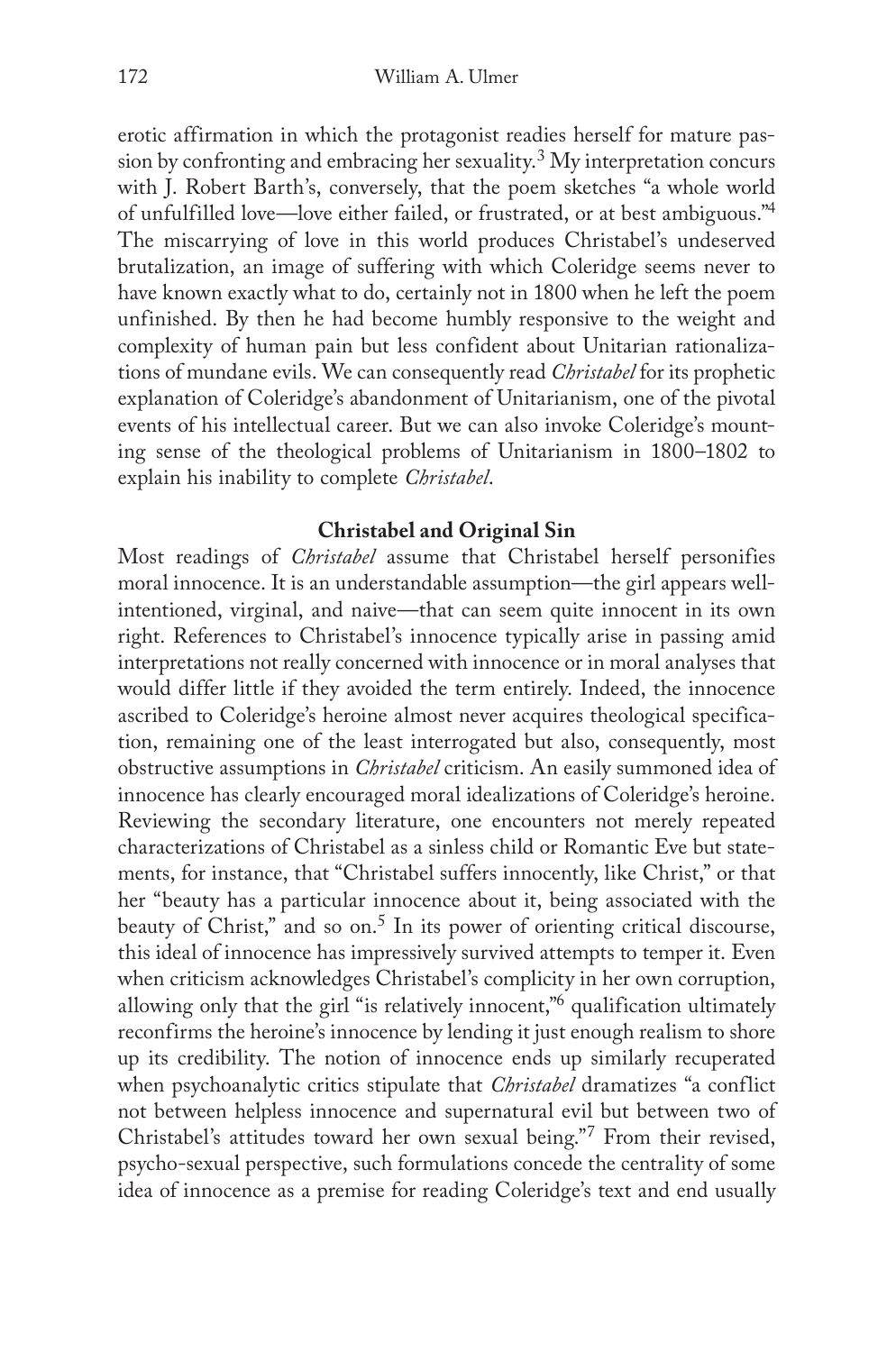erotic affirmation in which the protagonist readies herself for mature passion by confronting and embracing her sexuality.[3] My interpretation concurs with J. Robert Barth's, conversely, that the poem sketches "a whole world of unfulfilled love—love either failed, or frustrated, or at best ambiguous."[4] The miscarrying of love in this world produces Christabel's undeserved brutalization, an image of suffering with which Coleridge seems never to have known exactly what to do, certainly not in 1800 when he left the poem unfinished. By then he had become humbly responsive to the weight and complexity of human pain but less confident about Unitarian rationalizations of mundane evils. We can consequently read *Christabel* for its prophetic explanation of Coleridge's abandonment of Unitarianism, one of the pivotal events of his intellectual career. But we can also invoke Coleridge's mounting sense of the theological problems of Unitarianism in 1800–1802 to explain his inability to complete *Christabel*.

## Christabel and Original Sin

Most readings of *Christabel* assume that Christabel herself personifies moral innocence. It is an understandable assumption—the girl appears well-intentioned, virginal, and naive—that can seem quite innocent in its own right. References to Christabel's innocence typically arise in passing amid interpretations not really concerned with innocence or in moral analyses that would differ little if they avoided the term entirely. Indeed, the innocence ascribed to Coleridge's heroine almost never acquires theological specification, remaining one of the least interrogated but also, consequently, most obstructive assumptions in *Christabel* criticism. An easily summoned idea of innocence has clearly encouraged moral idealizations of Coleridge's heroine. Reviewing the secondary literature, one encounters not merely repeated characterizations of Christabel as a sinless child or Romantic Eve but statements, for instance, that "Christabel suffers innocently, like Christ," or that her "beauty has a particular innocence about it, being associated with the beauty of Christ," and so on.[5] In its power of orienting critical discourse, this ideal of innocence has impressively survived attempts to temper it. Even when criticism acknowledges Christabel's complicity in her own corruption, allowing only that the girl "is relatively innocent,"[6] qualification ultimately reconfirms the heroine's innocence by lending it just enough realism to shore up its credibility. The notion of innocence ends up similarly recuperated when psychoanalytic critics stipulate that *Christabel* dramatizes "a conflict not between helpless innocence and supernatural evil but between two of Christabel's attitudes toward her own sexual being."[7] From their revised, psycho-sexual perspective, such formulations concede the centrality of some idea of innocence as a premise for reading Coleridge's text and end usually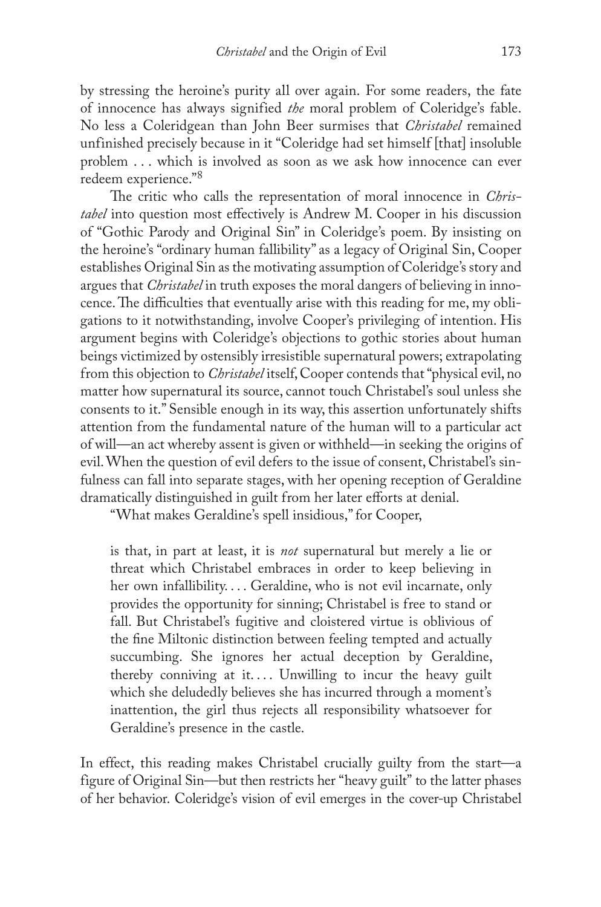by stressing the heroine's purity all over again. For some readers, the fate of innocence has always signified *the* moral problem of Coleridge's fable. No less a Coleridgean than John Beer surmises that *Christabel* remained unfinished precisely because in it "Coleridge had set himself [that] insoluble problem . . . which is involved as soon as we ask how innocence can ever redeem experience."[8]

The critic who calls the representation of moral innocence in *Christabel* into question most effectively is Andrew M. Cooper in his discussion of "Gothic Parody and Original Sin" in Coleridge's poem. By insisting on the heroine's "ordinary human fallibility" as a legacy of Original Sin, Cooper establishes Original Sin as the motivating assumption of Coleridge's story and argues that *Christabel* in truth exposes the moral dangers of believing in innocence. The difficulties that eventually arise with this reading for me, my obligations to it notwithstanding, involve Cooper's privileging of intention. His argument begins with Coleridge's objections to gothic stories about human beings victimized by ostensibly irresistible supernatural powers; extrapolating from this objection to *Christabel* itself, Cooper contends that "physical evil, no matter how supernatural its source, cannot touch Christabel's soul unless she consents to it." Sensible enough in its way, this assertion unfortunately shifts attention from the fundamental nature of the human will to a particular act of will—an act whereby assent is given or withheld—in seeking the origins of evil. When the question of evil defers to the issue of consent, Christabel's sinfulness can fall into separate stages, with her opening reception of Geraldine dramatically distinguished in guilt from her later efforts at denial.

"What makes Geraldine's spell insidious," for Cooper,

> is that, in part at least, it is *not* supernatural but merely a lie or threat which Christabel embraces in order to keep believing in her own infallibility. . . . Geraldine, who is not evil incarnate, only provides the opportunity for sinning; Christabel is free to stand or fall. But Christabel's fugitive and cloistered virtue is oblivious of the fine Miltonic distinction between feeling tempted and actually succumbing. She ignores her actual deception by Geraldine, thereby conniving at it. . . . Unwilling to incur the heavy guilt which she deludedly believes she has incurred through a moment's inattention, the girl thus rejects all responsibility whatsoever for Geraldine's presence in the castle.

In effect, this reading makes Christabel crucially guilty from the start—a figure of Original Sin—but then restricts her "heavy guilt" to the latter phases of her behavior. Coleridge's vision of evil emerges in the cover-up Christabel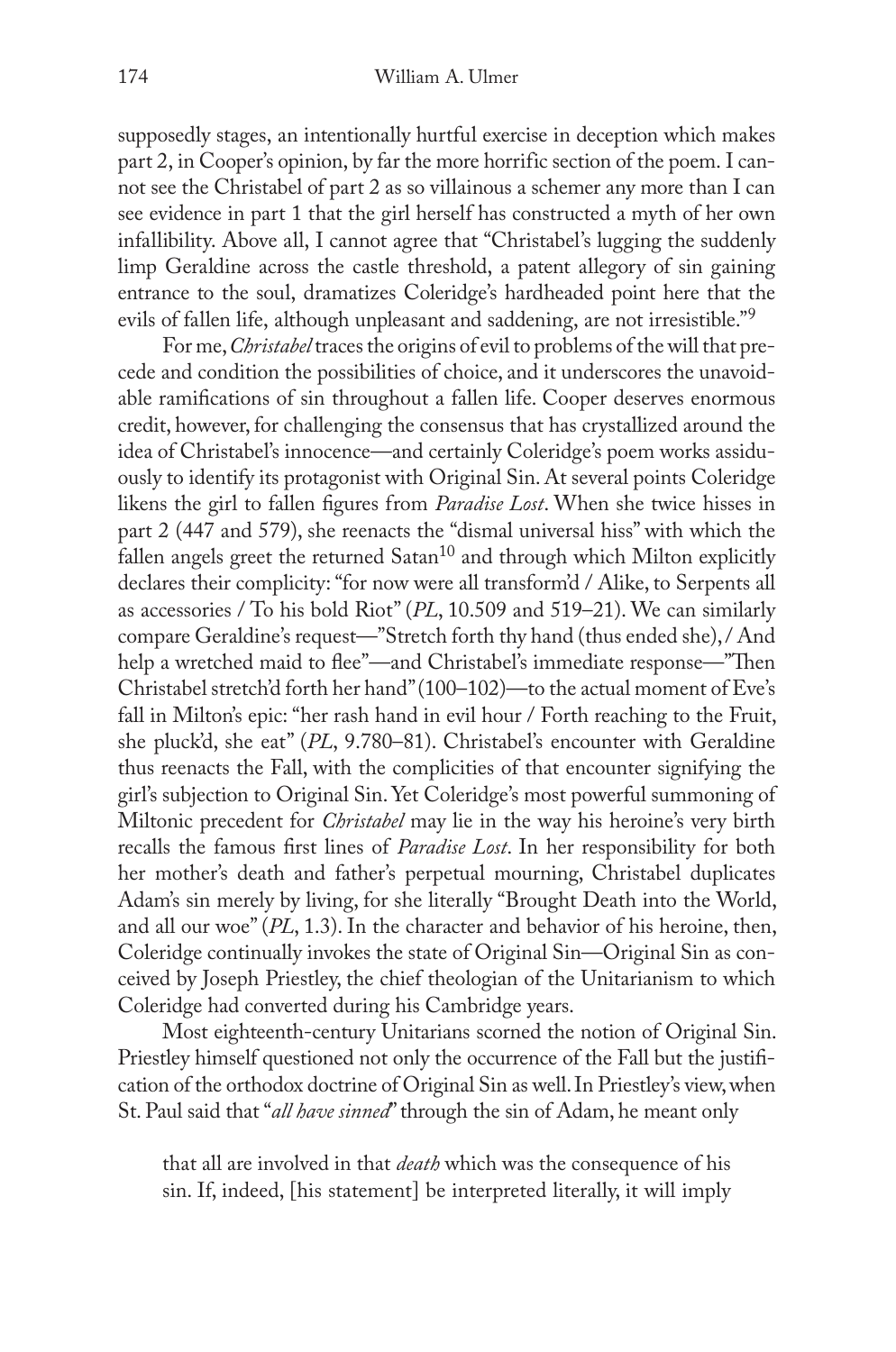supposedly stages, an intentionally hurtful exercise in deception which makes part 2, in Cooper's opinion, by far the more horrific section of the poem. I cannot see the Christabel of part 2 as so villainous a schemer any more than I can see evidence in part 1 that the girl herself has constructed a myth of her own infallibility. Above all, I cannot agree that "Christabel's lugging the suddenly limp Geraldine across the castle threshold, a patent allegory of sin gaining entrance to the soul, dramatizes Coleridge's hardheaded point here that the evils of fallen life, although unpleasant and saddening, are not irresistible."[9]

For me, *Christabel* traces the origins of evil to problems of the will that precede and condition the possibilities of choice, and it underscores the unavoidable ramifications of sin throughout a fallen life. Cooper deserves enormous credit, however, for challenging the consensus that has crystallized around the idea of Christabel's innocence—and certainly Coleridge's poem works assiduously to identify its protagonist with Original Sin. At several points Coleridge likens the girl to fallen figures from *Paradise Lost*. When she twice hisses in part 2 (447 and 579), she reenacts the "dismal universal hiss" with which the fallen angels greet the returned Satan[10] and through which Milton explicitly declares their complicity: "for now were all transform'd / Alike, to Serpents all as accessories / To his bold Riot" (*PL*, 10.509 and 519–21). We can similarly compare Geraldine's request—"Stretch forth thy hand (thus ended she), / And help a wretched maid to flee"—and Christabel's immediate response—"Then Christabel stretch'd forth her hand" (100–102)—to the actual moment of Eve's fall in Milton's epic: "her rash hand in evil hour / Forth reaching to the Fruit, she pluck'd, she eat" (*PL*, 9.780–81). Christabel's encounter with Geraldine thus reenacts the Fall, with the complicities of that encounter signifying the girl's subjection to Original Sin. Yet Coleridge's most powerful summoning of Miltonic precedent for *Christabel* may lie in the way his heroine's very birth recalls the famous first lines of *Paradise Lost*. In her responsibility for both her mother's death and father's perpetual mourning, Christabel duplicates Adam's sin merely by living, for she literally "Brought Death into the World, and all our woe" (*PL*, 1.3). In the character and behavior of his heroine, then, Coleridge continually invokes the state of Original Sin—Original Sin as conceived by Joseph Priestley, the chief theologian of the Unitarianism to which Coleridge had converted during his Cambridge years.

Most eighteenth-century Unitarians scorned the notion of Original Sin. Priestley himself questioned not only the occurrence of the Fall but the justification of the orthodox doctrine of Original Sin as well. In Priestley's view, when St. Paul said that "*all have sinned*" through the sin of Adam, he meant only

> that all are involved in that *death* which was the consequence of his sin. If, indeed, [his statement] be interpreted literally, it will imply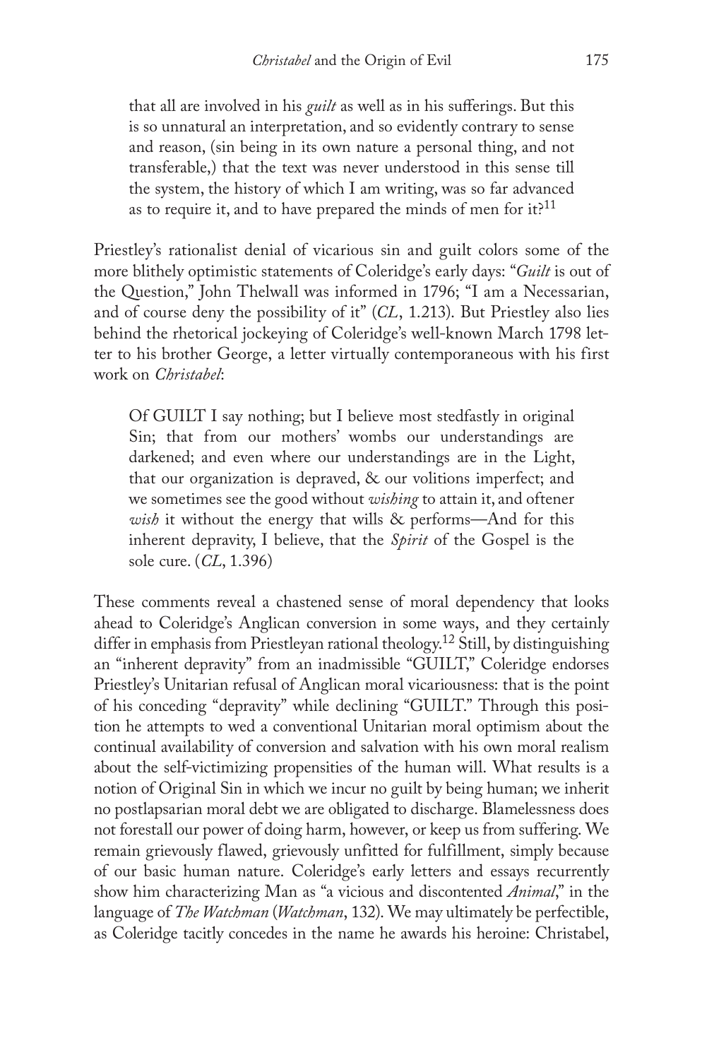> that all are involved in his *guilt* as well as in his sufferings. But this is so unnatural an interpretation, and so evidently contrary to sense and reason, (sin being in its own nature a personal thing, and not transferable,) that the text was never understood in this sense till the system, the history of which I am writing, was so far advanced as to require it, and to have prepared the minds of men for it?[11]

Priestley's rationalist denial of vicarious sin and guilt colors some of the more blithely optimistic statements of Coleridge's early days: "*Guilt* is out of the Question," John Thelwall was informed in 1796; "I am a Necessarian, and of course deny the possibility of it" (*CL*, 1.213). But Priestley also lies behind the rhetorical jockeying of Coleridge's well-known March 1798 letter to his brother George, a letter virtually contemporaneous with his first work on *Christabel*:

> Of GUILT I say nothing; but I believe most stedfastly in original Sin; that from our mothers' wombs our understandings are darkened; and even where our understandings are in the Light, that our organization is depraved, & our volitions imperfect; and we sometimes see the good without *wishing* to attain it, and oftener *wish* it without the energy that wills & performs—And for this inherent depravity, I believe, that the *Spirit* of the Gospel is the sole cure. (*CL*, 1.396)

These comments reveal a chastened sense of moral dependency that looks ahead to Coleridge's Anglican conversion in some ways, and they certainly differ in emphasis from Priestleyan rational theology.[12] Still, by distinguishing an "inherent depravity" from an inadmissible "GUILT," Coleridge endorses Priestley's Unitarian refusal of Anglican moral vicariousness: that is the point of his conceding "depravity" while declining "GUILT." Through this position he attempts to wed a conventional Unitarian moral optimism about the continual availability of conversion and salvation with his own moral realism about the self-victimizing propensities of the human will. What results is a notion of Original Sin in which we incur no guilt by being human; we inherit no postlapsarian moral debt we are obligated to discharge. Blamelessness does not forestall our power of doing harm, however, or keep us from suffering. We remain grievously flawed, grievously unfitted for fulfillment, simply because of our basic human nature. Coleridge's early letters and essays recurrently show him characterizing Man as "a vicious and discontented *Animal*," in the language of *The Watchman* (*Watchman*, 132). We may ultimately be perfectible, as Coleridge tacitly concedes in the name he awards his heroine: Christabel,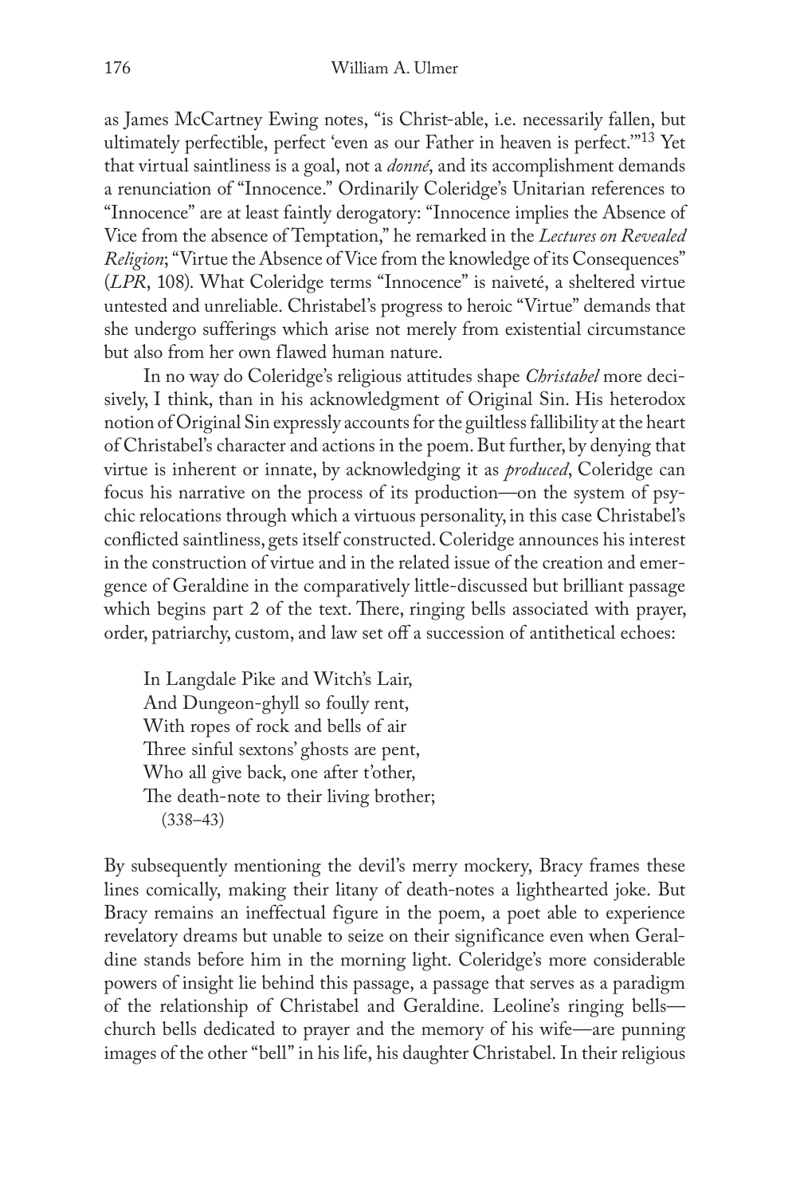as James McCartney Ewing notes, "is Christ-able, i.e. necessarily fallen, but ultimately perfectible, perfect 'even as our Father in heaven is perfect.'"[13] Yet that virtual saintliness is a goal, not a *donné*, and its accomplishment demands a renunciation of "Innocence." Ordinarily Coleridge's Unitarian references to "Innocence" are at least faintly derogatory: "Innocence implies the Absence of Vice from the absence of Temptation," he remarked in the *Lectures on Revealed Religion*; "Virtue the Absence of Vice from the knowledge of its Consequences" (*LPR*, 108). What Coleridge terms "Innocence" is naiveté, a sheltered virtue untested and unreliable. Christabel's progress to heroic "Virtue" demands that she undergo sufferings which arise not merely from existential circumstance but also from her own flawed human nature.

In no way do Coleridge's religious attitudes shape *Christabel* more decisively, I think, than in his acknowledgment of Original Sin. His heterodox notion of Original Sin expressly accounts for the guiltless fallibility at the heart of Christabel's character and actions in the poem. But further, by denying that virtue is inherent or innate, by acknowledging it as *produced*, Coleridge can focus his narrative on the process of its production—on the system of psychic relocations through which a virtuous personality, in this case Christabel's conflicted saintliness, gets itself constructed. Coleridge announces his interest in the construction of virtue and in the related issue of the creation and emergence of Geraldine in the comparatively little-discussed but brilliant passage which begins part 2 of the text. There, ringing bells associated with prayer, order, patriarchy, custom, and law set off a succession of antithetical echoes:

> In Langdale Pike and Witch's Lair,
> And Dungeon-ghyll so foully rent,
> With ropes of rock and bells of air
> Three sinful sextons' ghosts are pent,
> Who all give back, one after t'other,
> The death-note to their living brother;
> (338–43)

By subsequently mentioning the devil's merry mockery, Bracy frames these lines comically, making their litany of death-notes a lighthearted joke. But Bracy remains an ineffectual figure in the poem, a poet able to experience revelatory dreams but unable to seize on their significance even when Geraldine stands before him in the morning light. Coleridge's more considerable powers of insight lie behind this passage, a passage that serves as a paradigm of the relationship of Christabel and Geraldine. Leoline's ringing bells—church bells dedicated to prayer and the memory of his wife—are punning images of the other "bell" in his life, his daughter Christabel. In their religious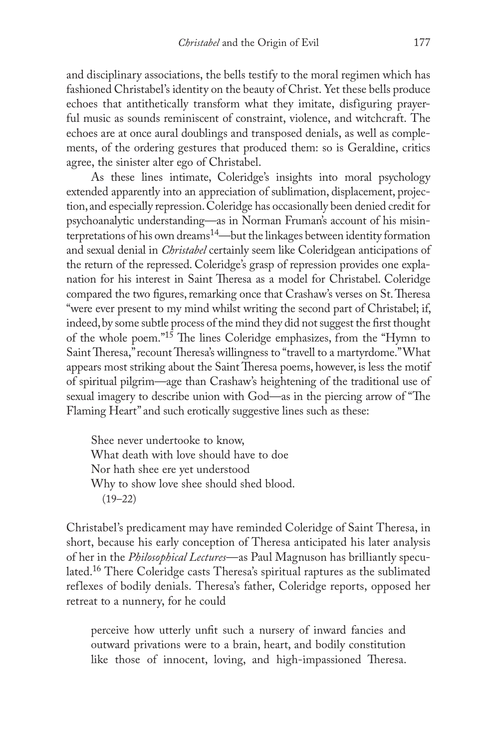and disciplinary associations, the bells testify to the moral regimen which has fashioned Christabel's identity on the beauty of Christ. Yet these bells produce echoes that antithetically transform what they imitate, disfiguring prayerful music as sounds reminiscent of constraint, violence, and witchcraft. The echoes are at once aural doublings and transposed denials, as well as complements, of the ordering gestures that produced them: so is Geraldine, critics agree, the sinister alter ego of Christabel.

As these lines intimate, Coleridge's insights into moral psychology extended apparently into an appreciation of sublimation, displacement, projection, and especially repression. Coleridge has occasionally been denied credit for psychoanalytic understanding—as in Norman Fruman's account of his misinterpretations of his own dreams[14]—but the linkages between identity formation and sexual denial in *Christabel* certainly seem like Coleridgean anticipations of the return of the repressed. Coleridge's grasp of repression provides one explanation for his interest in Saint Theresa as a model for Christabel. Coleridge compared the two figures, remarking once that Crashaw's verses on St. Theresa "were ever present to my mind whilst writing the second part of Christabel; if, indeed, by some subtle process of the mind they did not suggest the first thought of the whole poem."[15] The lines Coleridge emphasizes, from the "Hymn to Saint Theresa," recount Theresa's willingness to "travell to a martyrdome." What appears most striking about the Saint Theresa poems, however, is less the motif of spiritual pilgrim—age than Crashaw's heightening of the traditional use of sexual imagery to describe union with God—as in the piercing arrow of "The Flaming Heart" and such erotically suggestive lines such as these:

> Shee never undertooke to know,
> What death with love should have to doe
> Nor hath shee ere yet understood
> Why to show love shee should shed blood.
> (19–22)

Christabel's predicament may have reminded Coleridge of Saint Theresa, in short, because his early conception of Theresa anticipated his later analysis of her in the *Philosophical Lectures*—as Paul Magnuson has brilliantly speculated.[16] There Coleridge casts Theresa's spiritual raptures as the sublimated reflexes of bodily denials. Theresa's father, Coleridge reports, opposed her retreat to a nunnery, for he could

> perceive how utterly unfit such a nursery of inward fancies and outward privations were to a brain, heart, and bodily constitution like those of innocent, loving, and high-impassioned Theresa.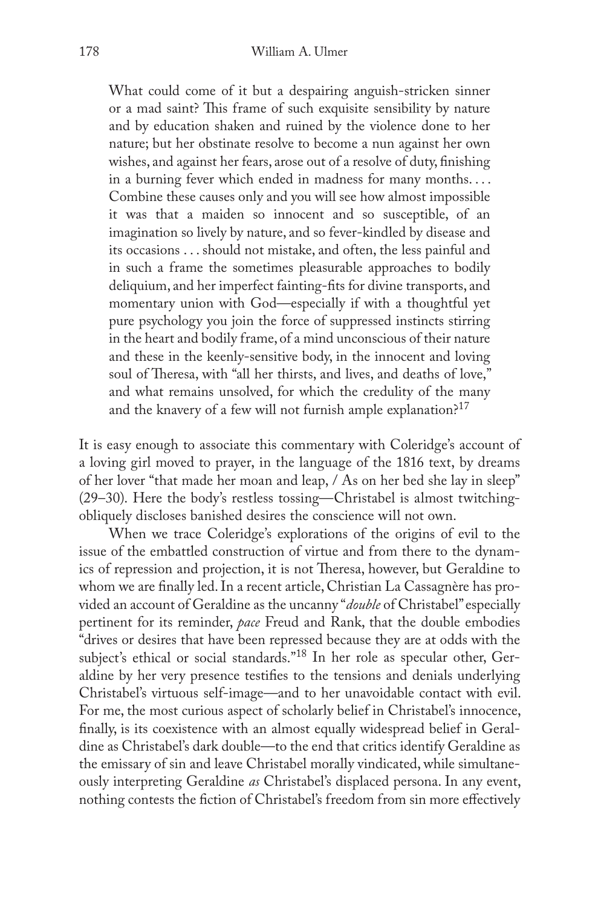> What could come of it but a despairing anguish-stricken sinner or a mad saint? This frame of such exquisite sensibility by nature and by education shaken and ruined by the violence done to her nature; but her obstinate resolve to become a nun against her own wishes, and against her fears, arose out of a resolve of duty, finishing in a burning fever which ended in madness for many months. . . . Combine these causes only and you will see how almost impossible it was that a maiden so innocent and so susceptible, of an imagination so lively by nature, and so fever-kindled by disease and its occasions . . . should not mistake, and often, the less painful and in such a frame the sometimes pleasurable approaches to bodily deliquium, and her imperfect fainting-fits for divine transports, and momentary union with God—especially if with a thoughtful yet pure psychology you join the force of suppressed instincts stirring in the heart and bodily frame, of a mind unconscious of their nature and these in the keenly-sensitive body, in the innocent and loving soul of Theresa, with "all her thirsts, and lives, and deaths of love," and what remains unsolved, for which the credulity of the many and the knavery of a few will not furnish ample explanation?[17]

It is easy enough to associate this commentary with Coleridge's account of a loving girl moved to prayer, in the language of the 1816 text, by dreams of her lover "that made her moan and leap, / As on her bed she lay in sleep" (29–30). Here the body's restless tossing—Christabel is almost twitching-obliquely discloses banished desires the conscience will not own.

When we trace Coleridge's explorations of the origins of evil to the issue of the embattled construction of virtue and from there to the dynamics of repression and projection, it is not Theresa, however, but Geraldine to whom we are finally led. In a recent article, Christian La Cassagnère has provided an account of Geraldine as the uncanny "*double* of Christabel" especially pertinent for its reminder, *pace* Freud and Rank, that the double embodies "drives or desires that have been repressed because they are at odds with the subject's ethical or social standards."[18] In her role as specular other, Geraldine by her very presence testifies to the tensions and denials underlying Christabel's virtuous self-image—and to her unavoidable contact with evil. For me, the most curious aspect of scholarly belief in Christabel's innocence, finally, is its coexistence with an almost equally widespread belief in Geraldine as Christabel's dark double—to the end that critics identify Geraldine as the emissary of sin and leave Christabel morally vindicated, while simultaneously interpreting Geraldine *as* Christabel's displaced persona. In any event, nothing contests the fiction of Christabel's freedom from sin more effectively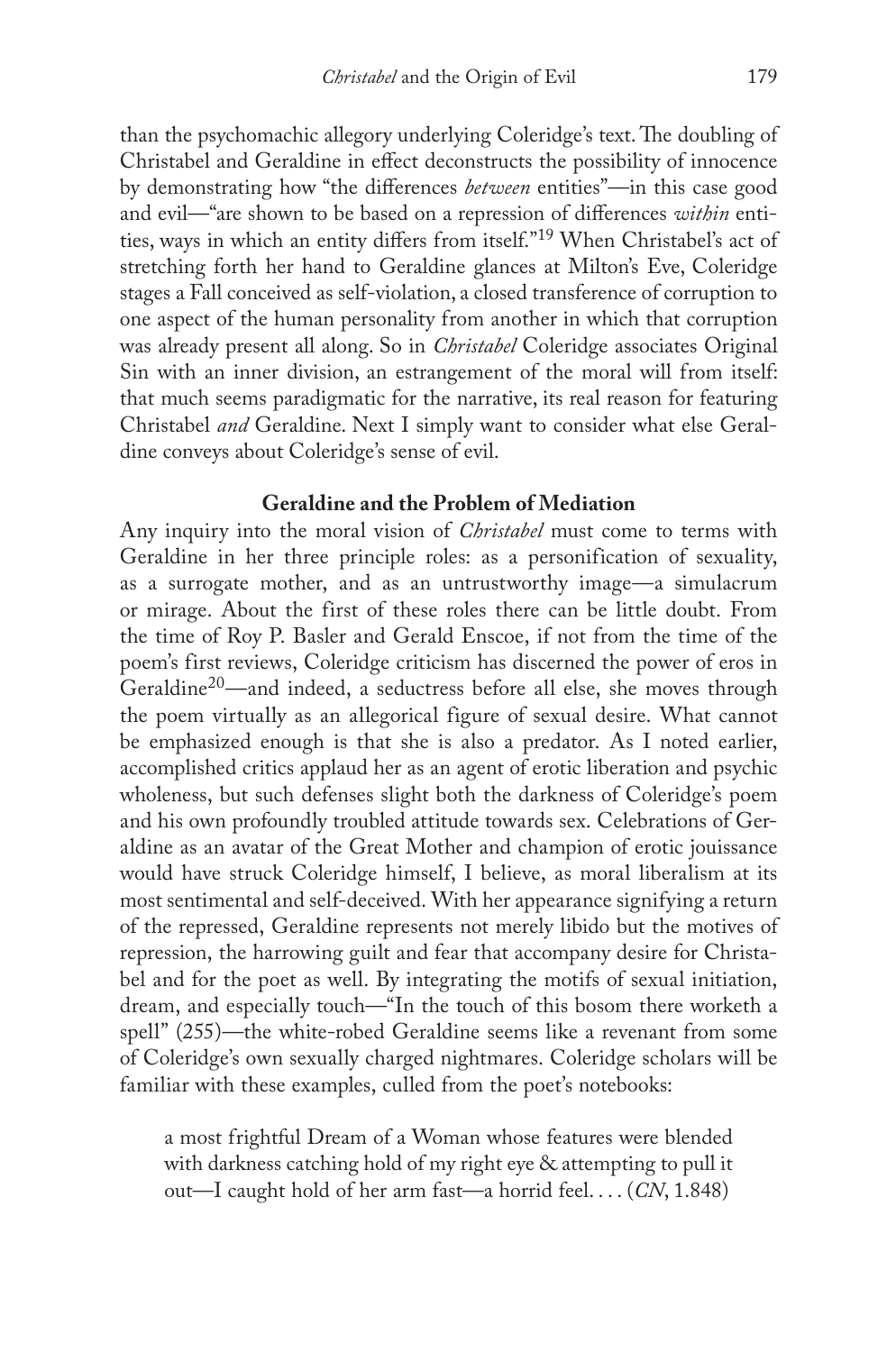than the psychomachic allegory underlying Coleridge's text. The doubling of Christabel and Geraldine in effect deconstructs the possibility of innocence by demonstrating how "the differences *between* entities"—in this case good and evil—"are shown to be based on a repression of differences *within* entities, ways in which an entity differs from itself."[19] When Christabel's act of stretching forth her hand to Geraldine glances at Milton's Eve, Coleridge stages a Fall conceived as self-violation, a closed transference of corruption to one aspect of the human personality from another in which that corruption was already present all along. So in *Christabel* Coleridge associates Original Sin with an inner division, an estrangement of the moral will from itself: that much seems paradigmatic for the narrative, its real reason for featuring Christabel *and* Geraldine. Next I simply want to consider what else Geraldine conveys about Coleridge's sense of evil.

## Geraldine and the Problem of Mediation

Any inquiry into the moral vision of *Christabel* must come to terms with Geraldine in her three principle roles: as a personification of sexuality, as a surrogate mother, and as an untrustworthy image—a simulacrum or mirage. About the first of these roles there can be little doubt. From the time of Roy P. Basler and Gerald Enscoe, if not from the time of the poem's first reviews, Coleridge criticism has discerned the power of eros in Geraldine[20]—and indeed, a seductress before all else, she moves through the poem virtually as an allegorical figure of sexual desire. What cannot be emphasized enough is that she is also a predator. As I noted earlier, accomplished critics applaud her as an agent of erotic liberation and psychic wholeness, but such defenses slight both the darkness of Coleridge's poem and his own profoundly troubled attitude towards sex. Celebrations of Geraldine as an avatar of the Great Mother and champion of erotic jouissance would have struck Coleridge himself, I believe, as moral liberalism at its most sentimental and self-deceived. With her appearance signifying a return of the repressed, Geraldine represents not merely libido but the motives of repression, the harrowing guilt and fear that accompany desire for Christabel and for the poet as well. By integrating the motifs of sexual initiation, dream, and especially touch—"In the touch of this bosom there worketh a spell" (255)—the white-robed Geraldine seems like a revenant from some of Coleridge's own sexually charged nightmares. Coleridge scholars will be familiar with these examples, culled from the poet's notebooks:

> a most frightful Dream of a Woman whose features were blended with darkness catching hold of my right eye & attempting to pull it out—I caught hold of her arm fast—a horrid feel. . . . (*CN*, 1.848)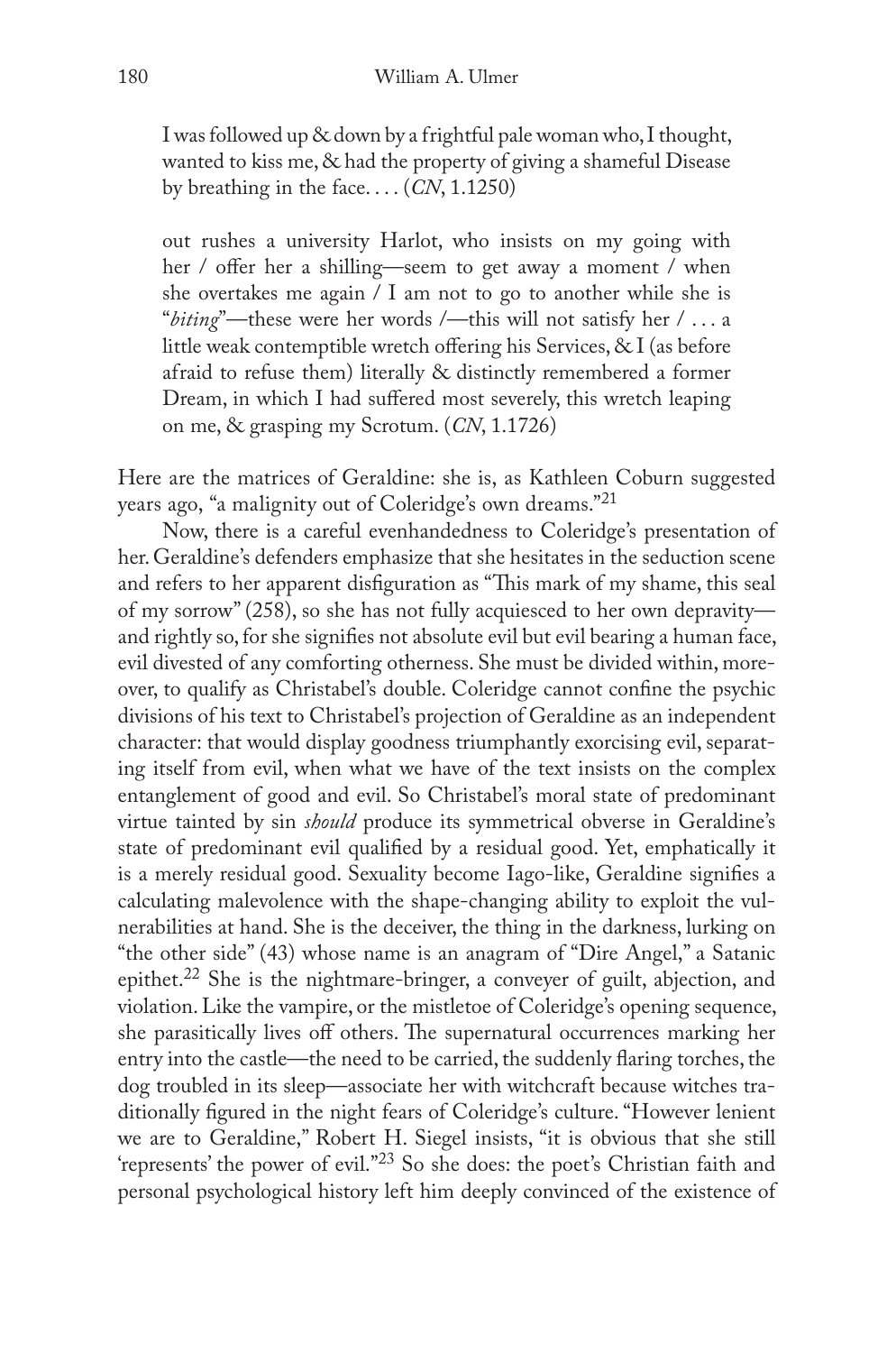> I was followed up & down by a frightful pale woman who, I thought, wanted to kiss me, & had the property of giving a shameful Disease by breathing in the face. . . . (*CN*, 1.1250)

> out rushes a university Harlot, who insists on my going with her / offer her a shilling—seem to get away a moment / when she overtakes me again / I am not to go to another while she is "*biting*"—these were her words /—this will not satisfy her / . . . a little weak contemptible wretch offering his Services, & I (as before afraid to refuse them) literally & distinctly remembered a former Dream, in which I had suffered most severely, this wretch leaping on me, & grasping my Scrotum. (*CN*, 1.1726)

Here are the matrices of Geraldine: she is, as Kathleen Coburn suggested years ago, "a malignity out of Coleridge's own dreams."[21]

Now, there is a careful evenhandedness to Coleridge's presentation of her. Geraldine's defenders emphasize that she hesitates in the seduction scene and refers to her apparent disfiguration as "This mark of my shame, this seal of my sorrow" (258), so she has not fully acquiesced to her own depravity—and rightly so, for she signifies not absolute evil but evil bearing a human face, evil divested of any comforting otherness. She must be divided within, moreover, to qualify as Christabel's double. Coleridge cannot confine the psychic divisions of his text to Christabel's projection of Geraldine as an independent character: that would display goodness triumphantly exorcising evil, separating itself from evil, when what we have of the text insists on the complex entanglement of good and evil. So Christabel's moral state of predominant virtue tainted by sin *should* produce its symmetrical obverse in Geraldine's state of predominant evil qualified by a residual good. Yet, emphatically it is a merely residual good. Sexuality become Iago-like, Geraldine signifies a calculating malevolence with the shape-changing ability to exploit the vulnerabilities at hand. She is the deceiver, the thing in the darkness, lurking on "the other side" (43) whose name is an anagram of "Dire Angel," a Satanic epithet.[22] She is the nightmare-bringer, a conveyer of guilt, abjection, and violation. Like the vampire, or the mistletoe of Coleridge's opening sequence, she parasitically lives off others. The supernatural occurrences marking her entry into the castle—the need to be carried, the suddenly flaring torches, the dog troubled in its sleep—associate her with witchcraft because witches traditionally figured in the night fears of Coleridge's culture. "However lenient we are to Geraldine," Robert H. Siegel insists, "it is obvious that she still 'represents' the power of evil."[23] So she does: the poet's Christian faith and personal psychological history left him deeply convinced of the existence of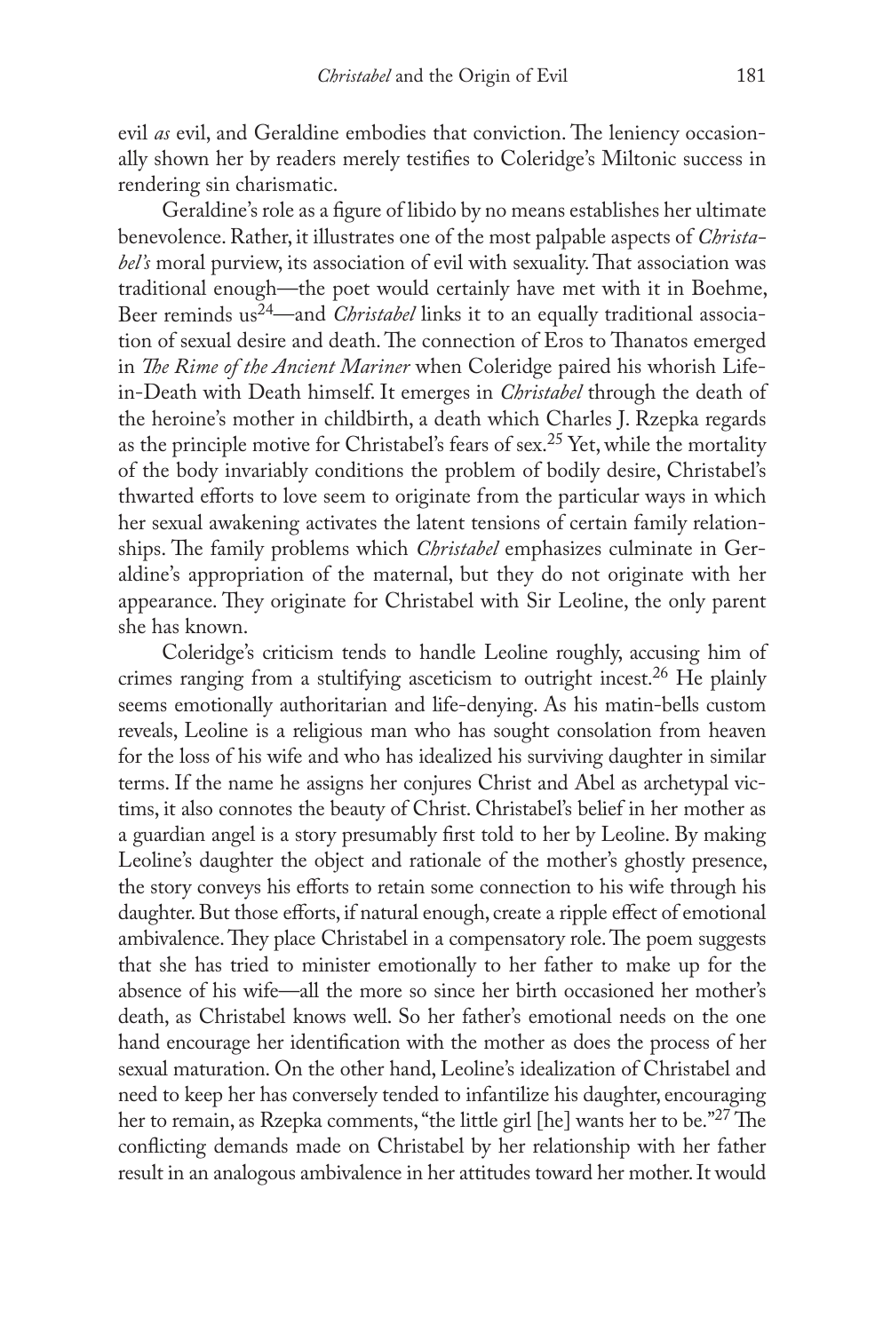evil *as* evil, and Geraldine embodies that conviction. The leniency occasionally shown her by readers merely testifies to Coleridge's Miltonic success in rendering sin charismatic.

Geraldine's role as a figure of libido by no means establishes her ultimate benevolence. Rather, it illustrates one of the most palpable aspects of *Christabel's* moral purview, its association of evil with sexuality. That association was traditional enough—the poet would certainly have met with it in Boehme, Beer reminds us[24]—and *Christabel* links it to an equally traditional association of sexual desire and death. The connection of Eros to Thanatos emerged in *The Rime of the Ancient Mariner* when Coleridge paired his whorish Life-in-Death with Death himself. It emerges in *Christabel* through the death of the heroine's mother in childbirth, a death which Charles J. Rzepka regards as the principle motive for Christabel's fears of sex.[25] Yet, while the mortality of the body invariably conditions the problem of bodily desire, Christabel's thwarted efforts to love seem to originate from the particular ways in which her sexual awakening activates the latent tensions of certain family relationships. The family problems which *Christabel* emphasizes culminate in Geraldine's appropriation of the maternal, but they do not originate with her appearance. They originate for Christabel with Sir Leoline, the only parent she has known.

Coleridge's criticism tends to handle Leoline roughly, accusing him of crimes ranging from a stultifying asceticism to outright incest.[26] He plainly seems emotionally authoritarian and life-denying. As his matin-bells custom reveals, Leoline is a religious man who has sought consolation from heaven for the loss of his wife and who has idealized his surviving daughter in similar terms. If the name he assigns her conjures Christ and Abel as archetypal victims, it also connotes the beauty of Christ. Christabel's belief in her mother as a guardian angel is a story presumably first told to her by Leoline. By making Leoline's daughter the object and rationale of the mother's ghostly presence, the story conveys his efforts to retain some connection to his wife through his daughter. But those efforts, if natural enough, create a ripple effect of emotional ambivalence. They place Christabel in a compensatory role. The poem suggests that she has tried to minister emotionally to her father to make up for the absence of his wife—all the more so since her birth occasioned her mother's death, as Christabel knows well. So her father's emotional needs on the one hand encourage her identification with the mother as does the process of her sexual maturation. On the other hand, Leoline's idealization of Christabel and need to keep her has conversely tended to infantilize his daughter, encouraging her to remain, as Rzepka comments, "the little girl [he] wants her to be."[27] The conflicting demands made on Christabel by her relationship with her father result in an analogous ambivalence in her attitudes toward her mother. It would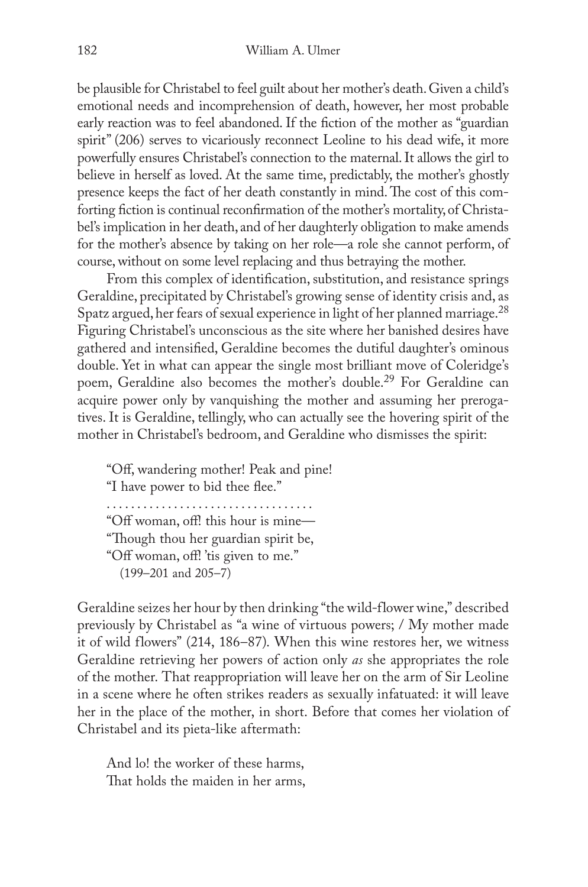be plausible for Christabel to feel guilt about her mother's death. Given a child's emotional needs and incomprehension of death, however, her most probable early reaction was to feel abandoned. If the fiction of the mother as "guardian spirit" (206) serves to vicariously reconnect Leoline to his dead wife, it more powerfully ensures Christabel's connection to the maternal. It allows the girl to believe in herself as loved. At the same time, predictably, the mother's ghostly presence keeps the fact of her death constantly in mind. The cost of this comforting fiction is continual reconfirmation of the mother's mortality, of Christabel's implication in her death, and of her daughterly obligation to make amends for the mother's absence by taking on her role—a role she cannot perform, of course, without on some level replacing and thus betraying the mother.

From this complex of identification, substitution, and resistance springs Geraldine, precipitated by Christabel's growing sense of identity crisis and, as Spatz argued, her fears of sexual experience in light of her planned marriage.[28] Figuring Christabel's unconscious as the site where her banished desires have gathered and intensified, Geraldine becomes the dutiful daughter's ominous double. Yet in what can appear the single most brilliant move of Coleridge's poem, Geraldine also becomes the mother's double.[29] For Geraldine can acquire power only by vanquishing the mother and assuming her prerogatives. It is Geraldine, tellingly, who can actually see the hovering spirit of the mother in Christabel's bedroom, and Geraldine who dismisses the spirit:

> "Off, wandering mother! Peak and pine!
> "I have power to bid thee flee."
> . . . . . . . . . . . . . . . . . . . . . . . . . . . . . . . .
> "Off woman, off! this hour is mine—
> "Though thou her guardian spirit be,
> "Off woman, off! 'tis given to me."
> (199–201 and 205–7)

Geraldine seizes her hour by then drinking "the wild-flower wine," described previously by Christabel as "a wine of virtuous powers; / My mother made it of wild flowers" (214, 186–87). When this wine restores her, we witness Geraldine retrieving her powers of action only *as* she appropriates the role of the mother. That reappropriation will leave her on the arm of Sir Leoline in a scene where he often strikes readers as sexually infatuated: it will leave her in the place of the mother, in short. Before that comes her violation of Christabel and its pieta-like aftermath:

> And lo! the worker of these harms,
> That holds the maiden in her arms,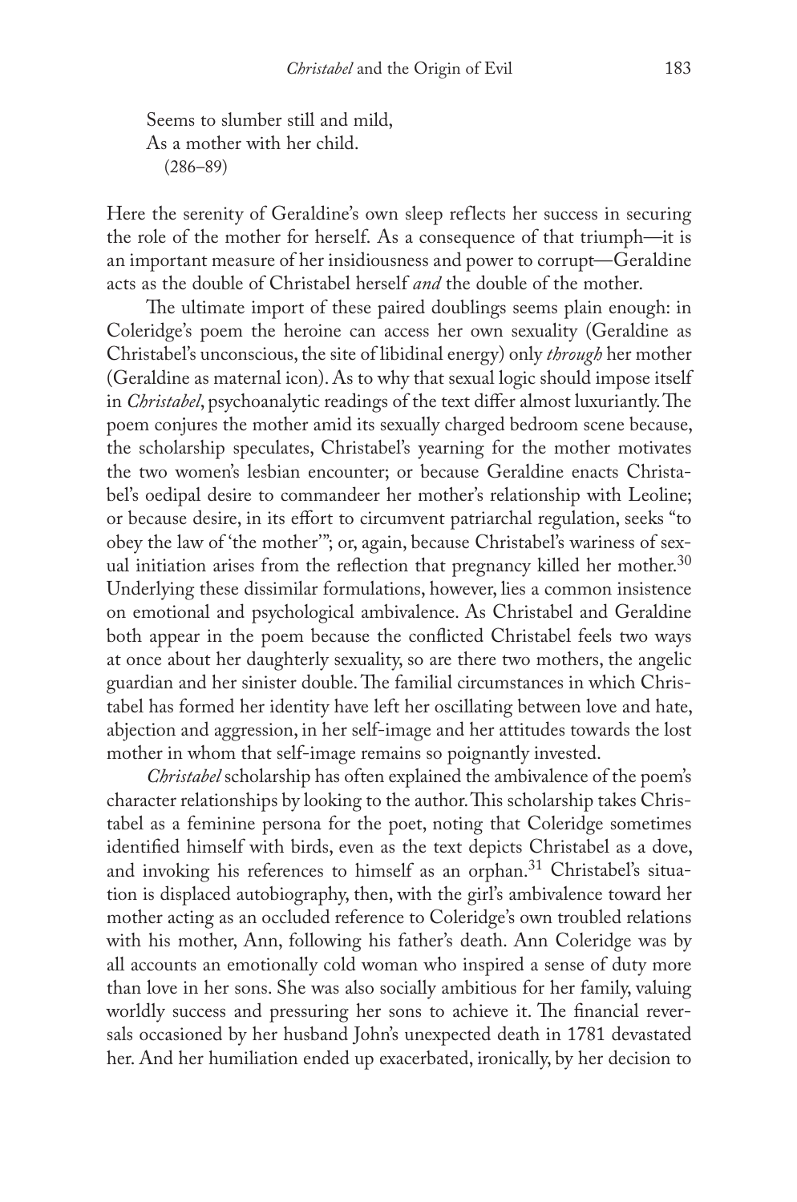Seems to slumber still and mild,  
As a mother with her child.  
(286–89)

Here the serenity of Geraldine's own sleep reflects her success in securing the role of the mother for herself. As a consequence of that triumph—it is an important measure of her insidiousness and power to corrupt—Geraldine acts as the double of Christabel herself *and* the double of the mother.

The ultimate import of these paired doublings seems plain enough: in Coleridge's poem the heroine can access her own sexuality (Geraldine as Christabel's unconscious, the site of libidinal energy) only *through* her mother (Geraldine as maternal icon). As to why that sexual logic should impose itself in *Christabel*, psychoanalytic readings of the text differ almost luxuriantly. The poem conjures the mother amid its sexually charged bedroom scene because, the scholarship speculates, Christabel's yearning for the mother motivates the two women's lesbian encounter; or because Geraldine enacts Christabel's oedipal desire to commandeer her mother's relationship with Leoline; or because desire, in its effort to circumvent patriarchal regulation, seeks "to obey the law of 'the mother'"; or, again, because Christabel's wariness of sexual initiation arises from the reflection that pregnancy killed her mother.[30] Underlying these dissimilar formulations, however, lies a common insistence on emotional and psychological ambivalence. As Christabel and Geraldine both appear in the poem because the conflicted Christabel feels two ways at once about her daughterly sexuality, so are there two mothers, the angelic guardian and her sinister double. The familial circumstances in which Christabel has formed her identity have left her oscillating between love and hate, abjection and aggression, in her self-image and her attitudes towards the lost mother in whom that self-image remains so poignantly invested.

*Christabel* scholarship has often explained the ambivalence of the poem's character relationships by looking to the author. This scholarship takes Christabel as a feminine persona for the poet, noting that Coleridge sometimes identified himself with birds, even as the text depicts Christabel as a dove, and invoking his references to himself as an orphan.[31] Christabel's situation is displaced autobiography, then, with the girl's ambivalence toward her mother acting as an occluded reference to Coleridge's own troubled relations with his mother, Ann, following his father's death. Ann Coleridge was by all accounts an emotionally cold woman who inspired a sense of duty more than love in her sons. She was also socially ambitious for her family, valuing worldly success and pressuring her sons to achieve it. The financial reversals occasioned by her husband John's unexpected death in 1781 devastated her. And her humiliation ended up exacerbated, ironically, by her decision to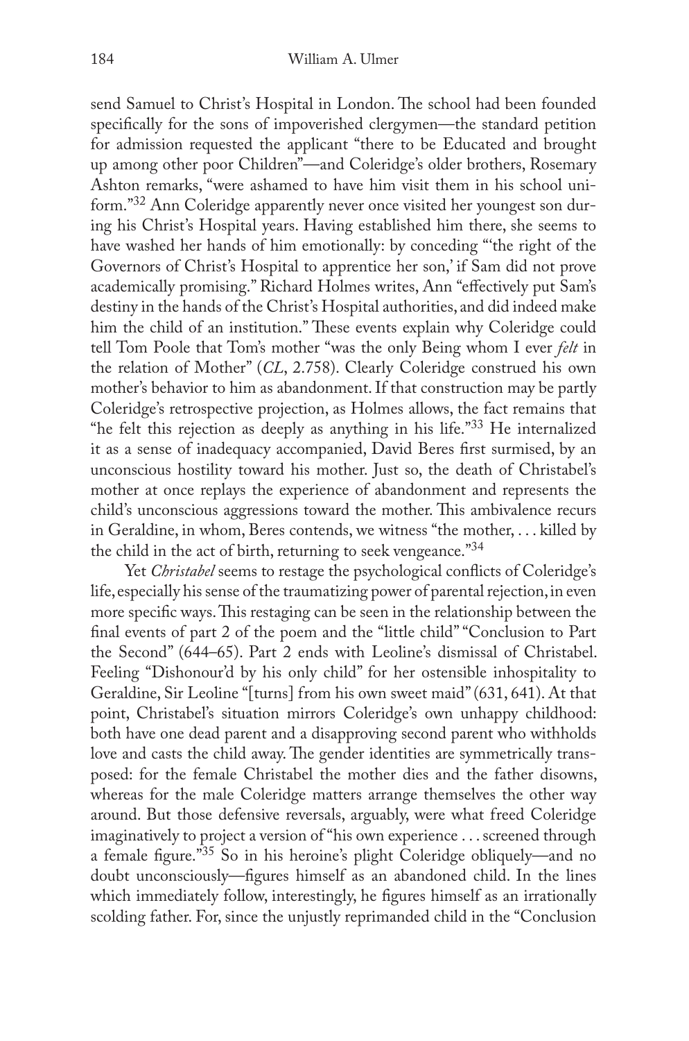send Samuel to Christ's Hospital in London. The school had been founded specifically for the sons of impoverished clergymen—the standard petition for admission requested the applicant "there to be Educated and brought up among other poor Children"—and Coleridge's older brothers, Rosemary Ashton remarks, "were ashamed to have him visit them in his school uniform."[32] Ann Coleridge apparently never once visited her youngest son during his Christ's Hospital years. Having established him there, she seems to have washed her hands of him emotionally: by conceding "'the right of the Governors of Christ's Hospital to apprentice her son,' if Sam did not prove academically promising." Richard Holmes writes, Ann "effectively put Sam's destiny in the hands of the Christ's Hospital authorities, and did indeed make him the child of an institution." These events explain why Coleridge could tell Tom Poole that Tom's mother "was the only Being whom I ever *felt* in the relation of Mother" (*CL*, 2.758). Clearly Coleridge construed his own mother's behavior to him as abandonment. If that construction may be partly Coleridge's retrospective projection, as Holmes allows, the fact remains that "he felt this rejection as deeply as anything in his life."[33] He internalized it as a sense of inadequacy accompanied, David Beres first surmised, by an unconscious hostility toward his mother. Just so, the death of Christabel's mother at once replays the experience of abandonment and represents the child's unconscious aggressions toward the mother. This ambivalence recurs in Geraldine, in whom, Beres contends, we witness "the mother, . . . killed by the child in the act of birth, returning to seek vengeance."[34]

Yet *Christabel* seems to restage the psychological conflicts of Coleridge's life, especially his sense of the traumatizing power of parental rejection, in even more specific ways. This restaging can be seen in the relationship between the final events of part 2 of the poem and the "little child" "Conclusion to Part the Second" (644–65). Part 2 ends with Leoline's dismissal of Christabel. Feeling "Dishonour'd by his only child" for her ostensible inhospitality to Geraldine, Sir Leoline "[turns] from his own sweet maid" (631, 641). At that point, Christabel's situation mirrors Coleridge's own unhappy childhood: both have one dead parent and a disapproving second parent who withholds love and casts the child away. The gender identities are symmetrically transposed: for the female Christabel the mother dies and the father disowns, whereas for the male Coleridge matters arrange themselves the other way around. But those defensive reversals, arguably, were what freed Coleridge imaginatively to project a version of "his own experience . . . screened through a female figure."[35] So in his heroine's plight Coleridge obliquely—and no doubt unconsciously—figures himself as an abandoned child. In the lines which immediately follow, interestingly, he figures himself as an irrationally scolding father. For, since the unjustly reprimanded child in the "Conclusion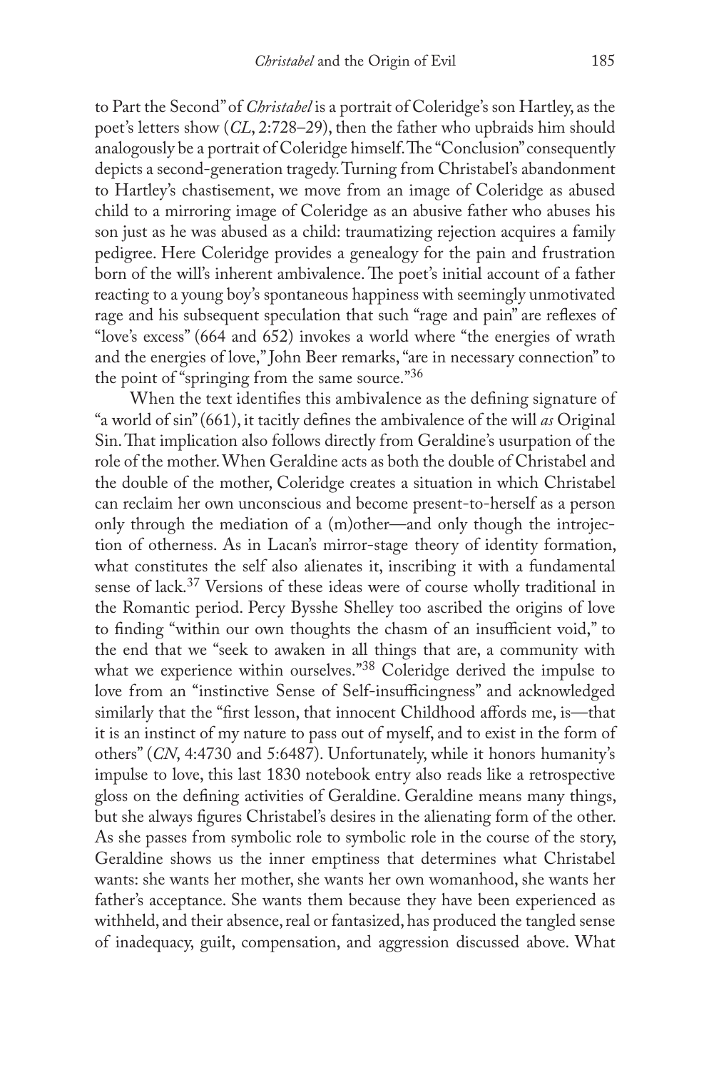to Part the Second" of *Christabel* is a portrait of Coleridge's son Hartley, as the poet's letters show (*CL*, 2:728–29), then the father who upbraids him should analogously be a portrait of Coleridge himself. The "Conclusion" consequently depicts a second-generation tragedy. Turning from Christabel's abandonment to Hartley's chastisement, we move from an image of Coleridge as abused child to a mirroring image of Coleridge as an abusive father who abuses his son just as he was abused as a child: traumatizing rejection acquires a family pedigree. Here Coleridge provides a genealogy for the pain and frustration born of the will's inherent ambivalence. The poet's initial account of a father reacting to a young boy's spontaneous happiness with seemingly unmotivated rage and his subsequent speculation that such "rage and pain" are reflexes of "love's excess" (664 and 652) invokes a world where "the energies of wrath and the energies of love," John Beer remarks, "are in necessary connection" to the point of "springing from the same source."[36]

When the text identifies this ambivalence as the defining signature of "a world of sin" (661), it tacitly defines the ambivalence of the will *as* Original Sin. That implication also follows directly from Geraldine's usurpation of the role of the mother. When Geraldine acts as both the double of Christabel and the double of the mother, Coleridge creates a situation in which Christabel can reclaim her own unconscious and become present-to-herself as a person only through the mediation of a (m)other—and only though the introjection of otherness. As in Lacan's mirror-stage theory of identity formation, what constitutes the self also alienates it, inscribing it with a fundamental sense of lack.[37] Versions of these ideas were of course wholly traditional in the Romantic period. Percy Bysshe Shelley too ascribed the origins of love to finding "within our own thoughts the chasm of an insufficient void," to the end that we "seek to awaken in all things that are, a community with what we experience within ourselves."[38] Coleridge derived the impulse to love from an "instinctive Sense of Self-insufficingness" and acknowledged similarly that the "first lesson, that innocent Childhood affords me, is—that it is an instinct of my nature to pass out of myself, and to exist in the form of others" (*CN*, 4:4730 and 5:6487). Unfortunately, while it honors humanity's impulse to love, this last 1830 notebook entry also reads like a retrospective gloss on the defining activities of Geraldine. Geraldine means many things, but she always figures Christabel's desires in the alienating form of the other. As she passes from symbolic role to symbolic role in the course of the story, Geraldine shows us the inner emptiness that determines what Christabel wants: she wants her mother, she wants her own womanhood, she wants her father's acceptance. She wants them because they have been experienced as withheld, and their absence, real or fantasized, has produced the tangled sense of inadequacy, guilt, compensation, and aggression discussed above. What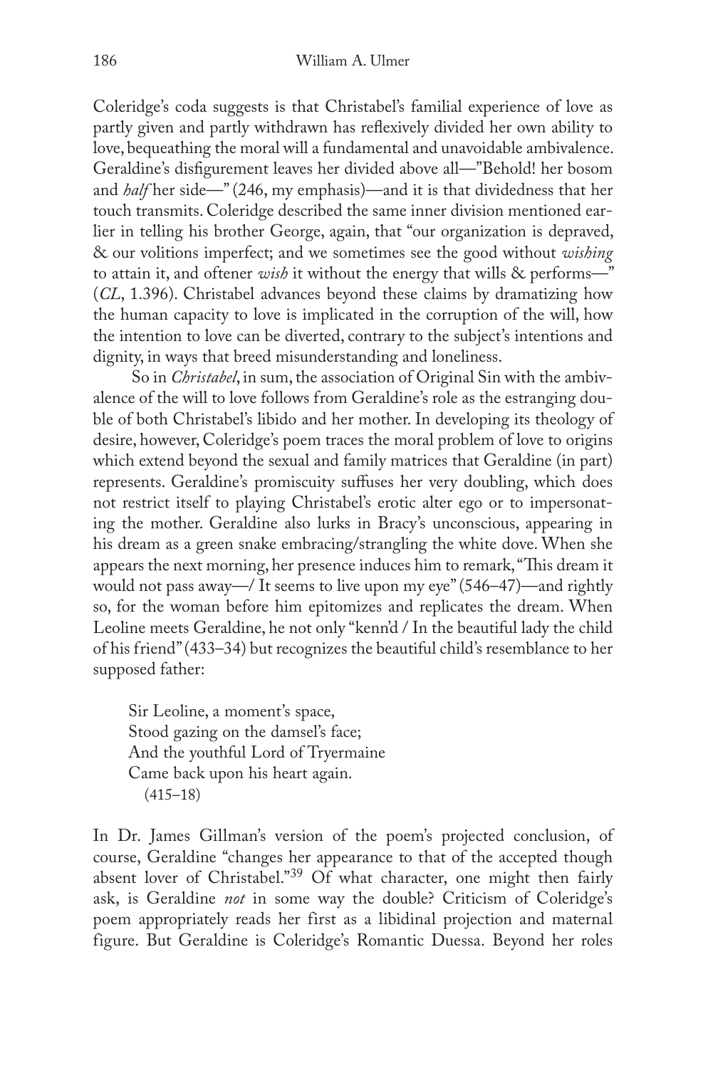Coleridge's coda suggests is that Christabel's familial experience of love as partly given and partly withdrawn has reflexively divided her own ability to love, bequeathing the moral will a fundamental and unavoidable ambivalence. Geraldine's disfigurement leaves her divided above all—"Behold! her bosom and *half* her side—" (246, my emphasis)—and it is that dividedness that her touch transmits. Coleridge described the same inner division mentioned earlier in telling his brother George, again, that "our organization is depraved, & our volitions imperfect; and we sometimes see the good without *wishing* to attain it, and oftener *wish* it without the energy that wills & performs—" (*CL*, 1.396). Christabel advances beyond these claims by dramatizing how the human capacity to love is implicated in the corruption of the will, how the intention to love can be diverted, contrary to the subject's intentions and dignity, in ways that breed misunderstanding and loneliness.

So in *Christabel*, in sum, the association of Original Sin with the ambivalence of the will to love follows from Geraldine's role as the estranging double of both Christabel's libido and her mother. In developing its theology of desire, however, Coleridge's poem traces the moral problem of love to origins which extend beyond the sexual and family matrices that Geraldine (in part) represents. Geraldine's promiscuity suffuses her very doubling, which does not restrict itself to playing Christabel's erotic alter ego or to impersonating the mother. Geraldine also lurks in Bracy's unconscious, appearing in his dream as a green snake embracing/strangling the white dove. When she appears the next morning, her presence induces him to remark, "This dream it would not pass away—/ It seems to live upon my eye" (546–47)—and rightly so, for the woman before him epitomizes and replicates the dream. When Leoline meets Geraldine, he not only "kenn'd / In the beautiful lady the child of his friend" (433–34) but recognizes the beautiful child's resemblance to her supposed father:

> Sir Leoline, a moment's space,
> Stood gazing on the damsel's face;
> And the youthful Lord of Tryermaine
> Came back upon his heart again.
> (415–18)

In Dr. James Gillman's version of the poem's projected conclusion, of course, Geraldine "changes her appearance to that of the accepted though absent lover of Christabel."[39] Of what character, one might then fairly ask, is Geraldine *not* in some way the double? Criticism of Coleridge's poem appropriately reads her first as a libidinal projection and maternal figure. But Geraldine is Coleridge's Romantic Duessa. Beyond her roles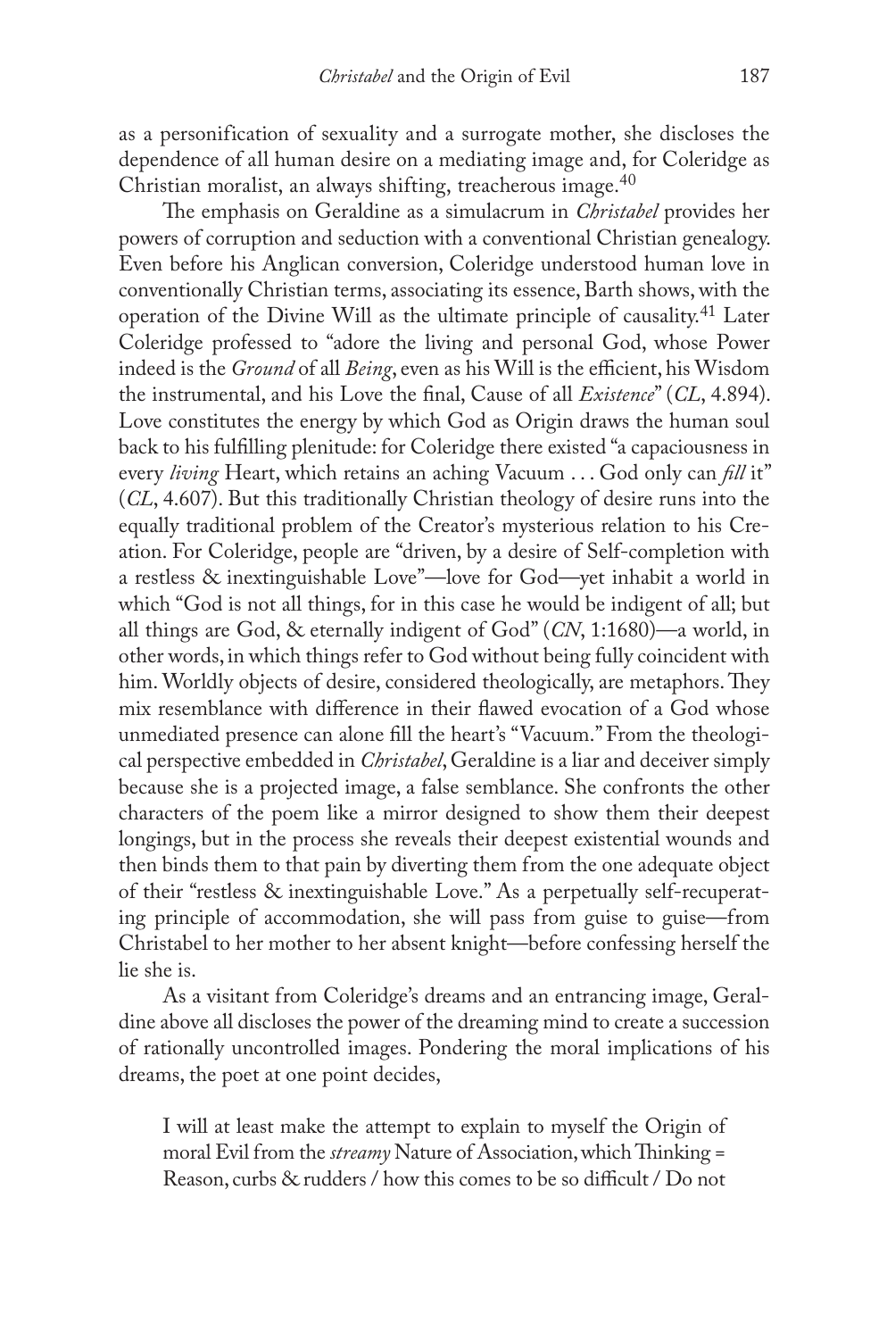as a personification of sexuality and a surrogate mother, she discloses the dependence of all human desire on a mediating image and, for Coleridge as Christian moralist, an always shifting, treacherous image.[40]

The emphasis on Geraldine as a simulacrum in *Christabel* provides her powers of corruption and seduction with a conventional Christian genealogy. Even before his Anglican conversion, Coleridge understood human love in conventionally Christian terms, associating its essence, Barth shows, with the operation of the Divine Will as the ultimate principle of causality.[41] Later Coleridge professed to "adore the living and personal God, whose Power indeed is the *Ground* of all *Being*, even as his Will is the efficient, his Wisdom the instrumental, and his Love the final, Cause of all *Existence*" (*CL*, 4.894). Love constitutes the energy by which God as Origin draws the human soul back to his fulfilling plenitude: for Coleridge there existed "a capaciousness in every *living* Heart, which retains an aching Vacuum . . . God only can *fill* it" (*CL*, 4.607). But this traditionally Christian theology of desire runs into the equally traditional problem of the Creator's mysterious relation to his Creation. For Coleridge, people are "driven, by a desire of Self-completion with a restless & inextinguishable Love"—love for God—yet inhabit a world in which "God is not all things, for in this case he would be indigent of all; but all things are God, & eternally indigent of God" (*CN*, 1:1680)—a world, in other words, in which things refer to God without being fully coincident with him. Worldly objects of desire, considered theologically, are metaphors. They mix resemblance with difference in their flawed evocation of a God whose unmediated presence can alone fill the heart's "Vacuum." From the theological perspective embedded in *Christabel*, Geraldine is a liar and deceiver simply because she is a projected image, a false semblance. She confronts the other characters of the poem like a mirror designed to show them their deepest longings, but in the process she reveals their deepest existential wounds and then binds them to that pain by diverting them from the one adequate object of their "restless & inextinguishable Love." As a perpetually self-recuperating principle of accommodation, she will pass from guise to guise—from Christabel to her mother to her absent knight—before confessing herself the lie she is.

As a visitant from Coleridge's dreams and an entrancing image, Geraldine above all discloses the power of the dreaming mind to create a succession of rationally uncontrolled images. Pondering the moral implications of his dreams, the poet at one point decides,

> I will at least make the attempt to explain to myself the Origin of moral Evil from the *streamy* Nature of Association, which Thinking = Reason, curbs & rudders / how this comes to be so difficult / Do not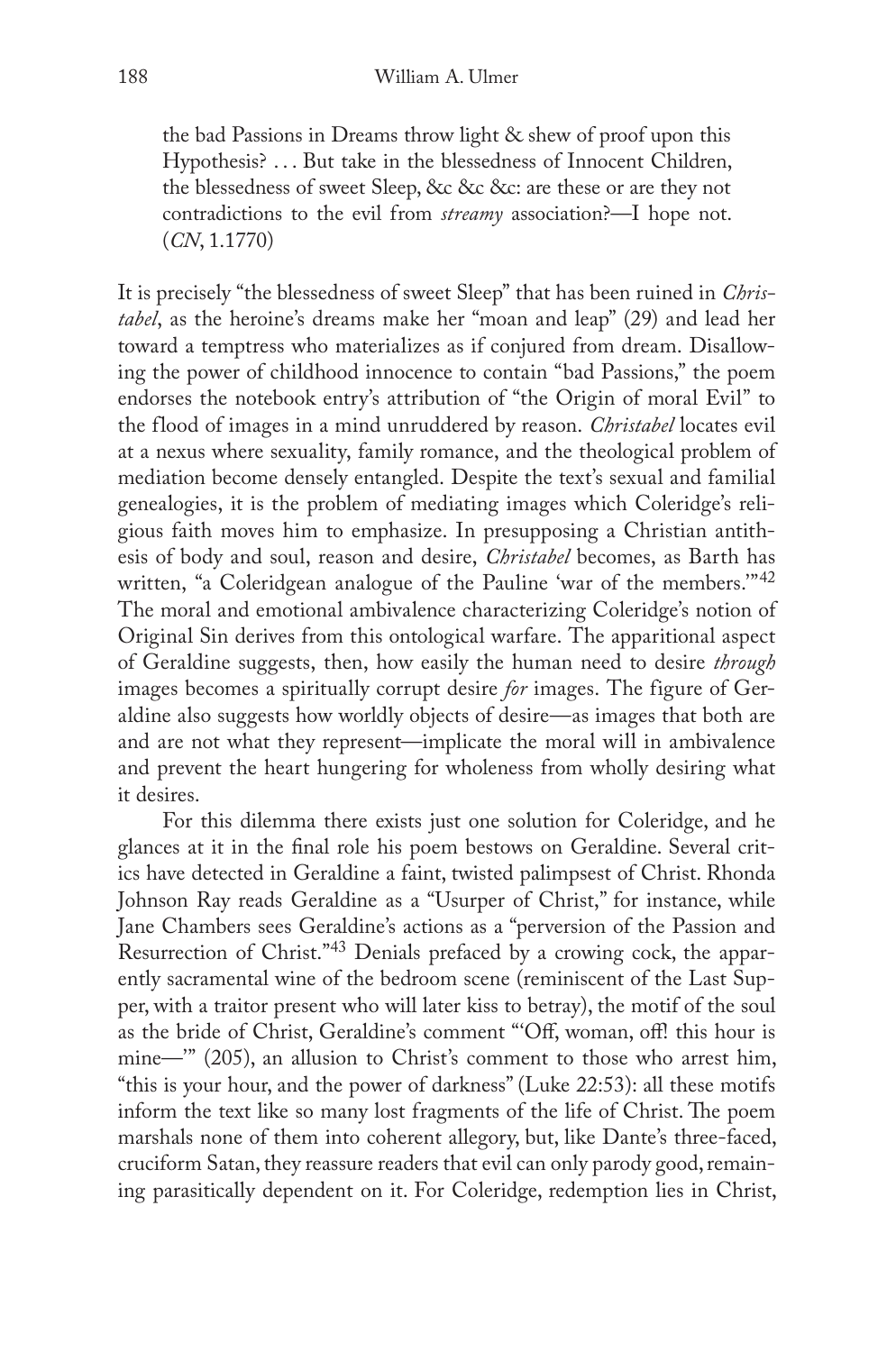the bad Passions in Dreams throw light & shew of proof upon this Hypothesis? . . . But take in the blessedness of Innocent Children, the blessedness of sweet Sleep, &c &c &c: are these or are they not contradictions to the evil from *streamy* association?—I hope not. (*CN*, 1.1770)

It is precisely "the blessedness of sweet Sleep" that has been ruined in *Christabel*, as the heroine's dreams make her "moan and leap" (29) and lead her toward a temptress who materializes as if conjured from dream. Disallowing the power of childhood innocence to contain "bad Passions," the poem endorses the notebook entry's attribution of "the Origin of moral Evil" to the flood of images in a mind unruddered by reason. *Christabel* locates evil at a nexus where sexuality, family romance, and the theological problem of mediation become densely entangled. Despite the text's sexual and familial genealogies, it is the problem of mediating images which Coleridge's religious faith moves him to emphasize. In presupposing a Christian antithesis of body and soul, reason and desire, *Christabel* becomes, as Barth has written, "a Coleridgean analogue of the Pauline 'war of the members.'"[42] The moral and emotional ambivalence characterizing Coleridge's notion of Original Sin derives from this ontological warfare. The apparitional aspect of Geraldine suggests, then, how easily the human need to desire *through* images becomes a spiritually corrupt desire *for* images. The figure of Geraldine also suggests how worldly objects of desire—as images that both are and are not what they represent—implicate the moral will in ambivalence and prevent the heart hungering for wholeness from wholly desiring what it desires.

For this dilemma there exists just one solution for Coleridge, and he glances at it in the final role his poem bestows on Geraldine. Several critics have detected in Geraldine a faint, twisted palimpsest of Christ. Rhonda Johnson Ray reads Geraldine as a "Usurper of Christ," for instance, while Jane Chambers sees Geraldine's actions as a "perversion of the Passion and Resurrection of Christ."[43] Denials prefaced by a crowing cock, the apparently sacramental wine of the bedroom scene (reminiscent of the Last Supper, with a traitor present who will later kiss to betray), the motif of the soul as the bride of Christ, Geraldine's comment "'Off, woman, off! this hour is mine—'" (205), an allusion to Christ's comment to those who arrest him, "this is your hour, and the power of darkness" (Luke 22:53): all these motifs inform the text like so many lost fragments of the life of Christ. The poem marshals none of them into coherent allegory, but, like Dante's three-faced, cruciform Satan, they reassure readers that evil can only parody good, remaining parasitically dependent on it. For Coleridge, redemption lies in Christ,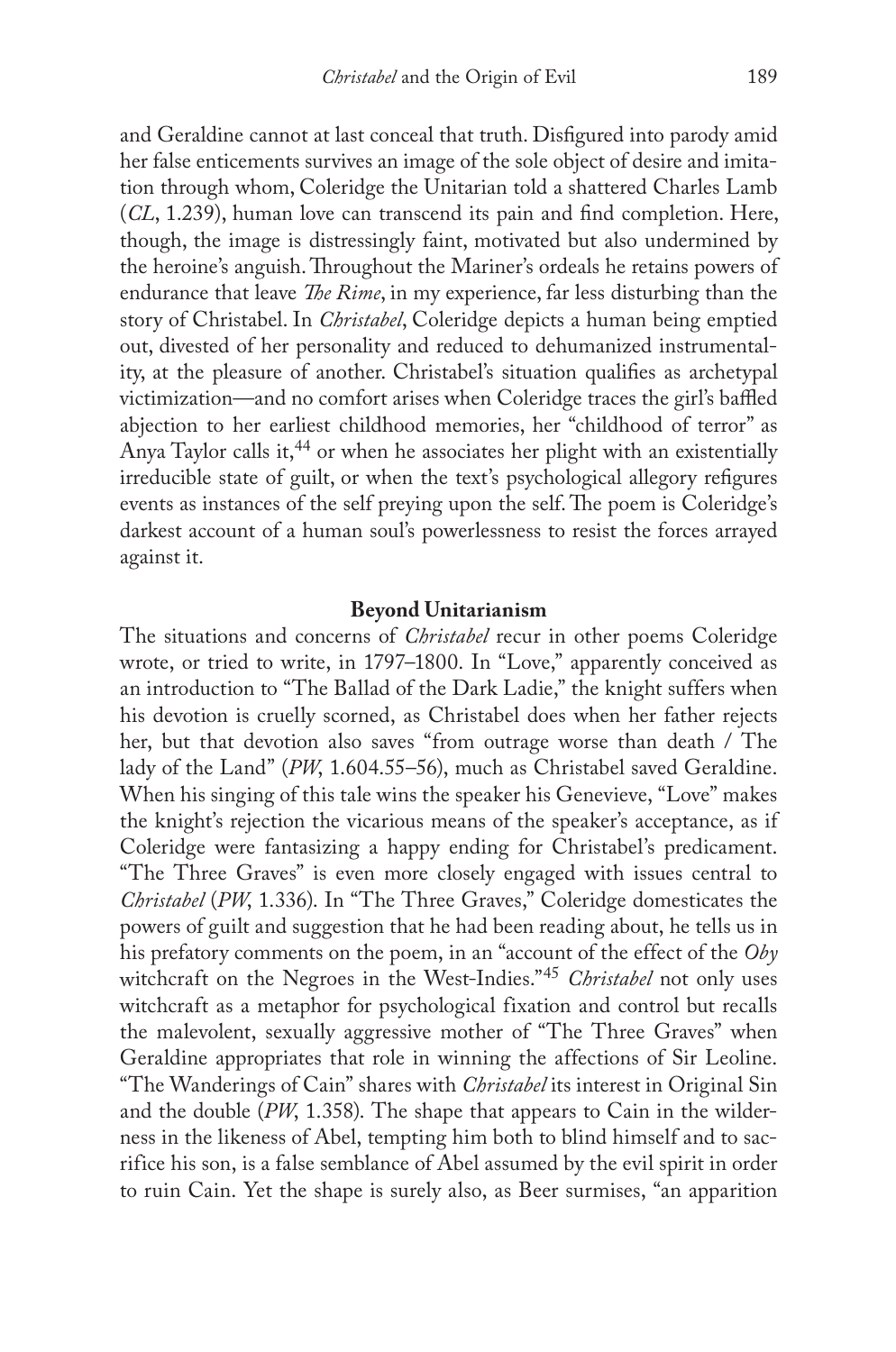and Geraldine cannot at last conceal that truth. Disfigured into parody amid her false enticements survives an image of the sole object of desire and imitation through whom, Coleridge the Unitarian told a shattered Charles Lamb (*CL*, 1.239), human love can transcend its pain and find completion. Here, though, the image is distressingly faint, motivated but also undermined by the heroine's anguish. Throughout the Mariner's ordeals he retains powers of endurance that leave *The Rime*, in my experience, far less disturbing than the story of Christabel. In *Christabel*, Coleridge depicts a human being emptied out, divested of her personality and reduced to dehumanized instrumentality, at the pleasure of another. Christabel's situation qualifies as archetypal victimization—and no comfort arises when Coleridge traces the girl's baffled abjection to her earliest childhood memories, her "childhood of terror" as Anya Taylor calls it,[44] or when he associates her plight with an existentially irreducible state of guilt, or when the text's psychological allegory refigures events as instances of the self preying upon the self. The poem is Coleridge's darkest account of a human soul's powerlessness to resist the forces arrayed against it.

## Beyond Unitarianism

The situations and concerns of *Christabel* recur in other poems Coleridge wrote, or tried to write, in 1797–1800. In "Love," apparently conceived as an introduction to "The Ballad of the Dark Ladie," the knight suffers when his devotion is cruelly scorned, as Christabel does when her father rejects her, but that devotion also saves "from outrage worse than death / The lady of the Land" (*PW*, 1.604.55–56), much as Christabel saved Geraldine. When his singing of this tale wins the speaker his Genevieve, "Love" makes the knight's rejection the vicarious means of the speaker's acceptance, as if Coleridge were fantasizing a happy ending for Christabel's predicament. "The Three Graves" is even more closely engaged with issues central to *Christabel* (*PW*, 1.336). In "The Three Graves," Coleridge domesticates the powers of guilt and suggestion that he had been reading about, he tells us in his prefatory comments on the poem, in an "account of the effect of the *Oby* witchcraft on the Negroes in the West-Indies."[45] *Christabel* not only uses witchcraft as a metaphor for psychological fixation and control but recalls the malevolent, sexually aggressive mother of "The Three Graves" when Geraldine appropriates that role in winning the affections of Sir Leoline. "The Wanderings of Cain" shares with *Christabel* its interest in Original Sin and the double (*PW*, 1.358). The shape that appears to Cain in the wilderness in the likeness of Abel, tempting him both to blind himself and to sacrifice his son, is a false semblance of Abel assumed by the evil spirit in order to ruin Cain. Yet the shape is surely also, as Beer surmises, "an apparition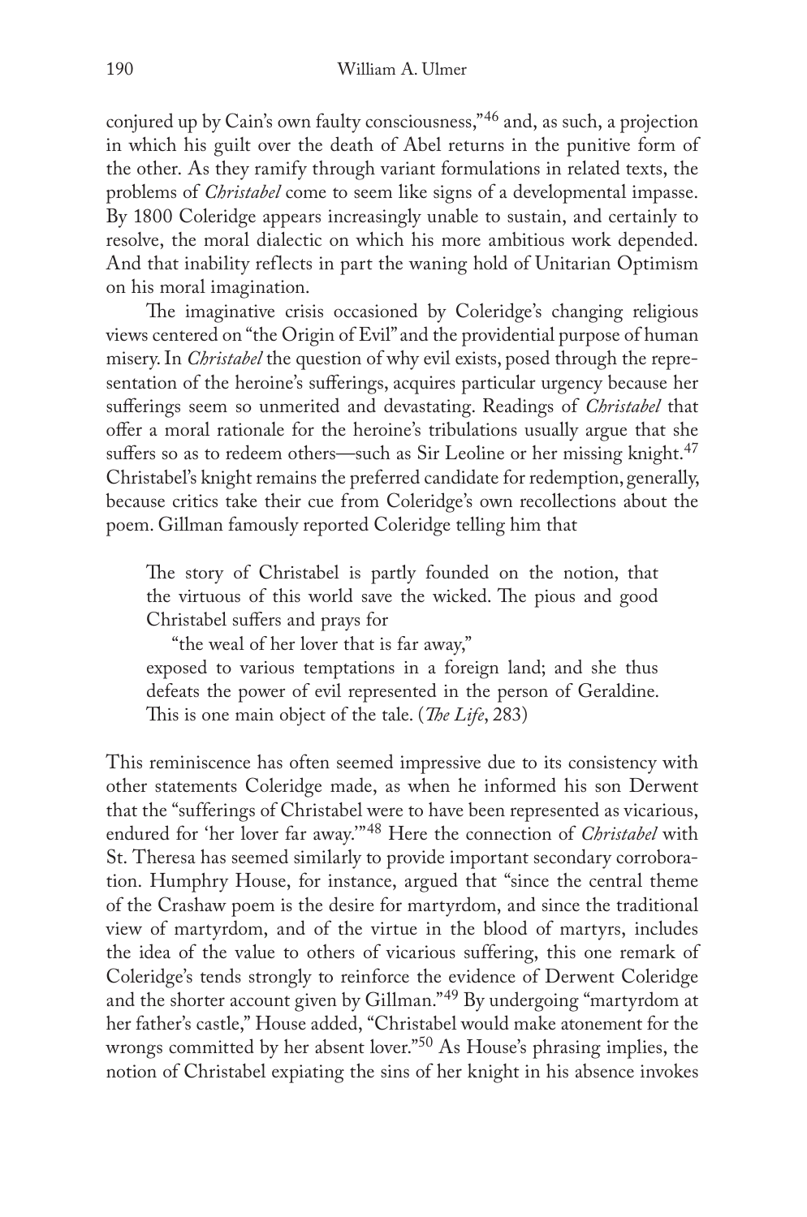conjured up by Cain's own faulty consciousness,"[46] and, as such, a projection in which his guilt over the death of Abel returns in the punitive form of the other. As they ramify through variant formulations in related texts, the problems of *Christabel* come to seem like signs of a developmental impasse. By 1800 Coleridge appears increasingly unable to sustain, and certainly to resolve, the moral dialectic on which his more ambitious work depended. And that inability reflects in part the waning hold of Unitarian Optimism on his moral imagination.

The imaginative crisis occasioned by Coleridge's changing religious views centered on "the Origin of Evil" and the providential purpose of human misery. In *Christabel* the question of why evil exists, posed through the representation of the heroine's sufferings, acquires particular urgency because her sufferings seem so unmerited and devastating. Readings of *Christabel* that offer a moral rationale for the heroine's tribulations usually argue that she suffers so as to redeem others—such as Sir Leoline or her missing knight.[47] Christabel's knight remains the preferred candidate for redemption, generally, because critics take their cue from Coleridge's own recollections about the poem. Gillman famously reported Coleridge telling him that

> The story of Christabel is partly founded on the notion, that the virtuous of this world save the wicked. The pious and good Christabel suffers and prays for
>
> "the weal of her lover that is far away,"
>
> exposed to various temptations in a foreign land; and she thus defeats the power of evil represented in the person of Geraldine. This is one main object of the tale. (*The Life*, 283)

This reminiscence has often seemed impressive due to its consistency with other statements Coleridge made, as when he informed his son Derwent that the "sufferings of Christabel were to have been represented as vicarious, endured for 'her lover far away.'"[48] Here the connection of *Christabel* with St. Theresa has seemed similarly to provide important secondary corroboration. Humphry House, for instance, argued that "since the central theme of the Crashaw poem is the desire for martyrdom, and since the traditional view of martyrdom, and of the virtue in the blood of martyrs, includes the idea of the value to others of vicarious suffering, this one remark of Coleridge's tends strongly to reinforce the evidence of Derwent Coleridge and the shorter account given by Gillman."[49] By undergoing "martyrdom at her father's castle," House added, "Christabel would make atonement for the wrongs committed by her absent lover."[50] As House's phrasing implies, the notion of Christabel expiating the sins of her knight in his absence invokes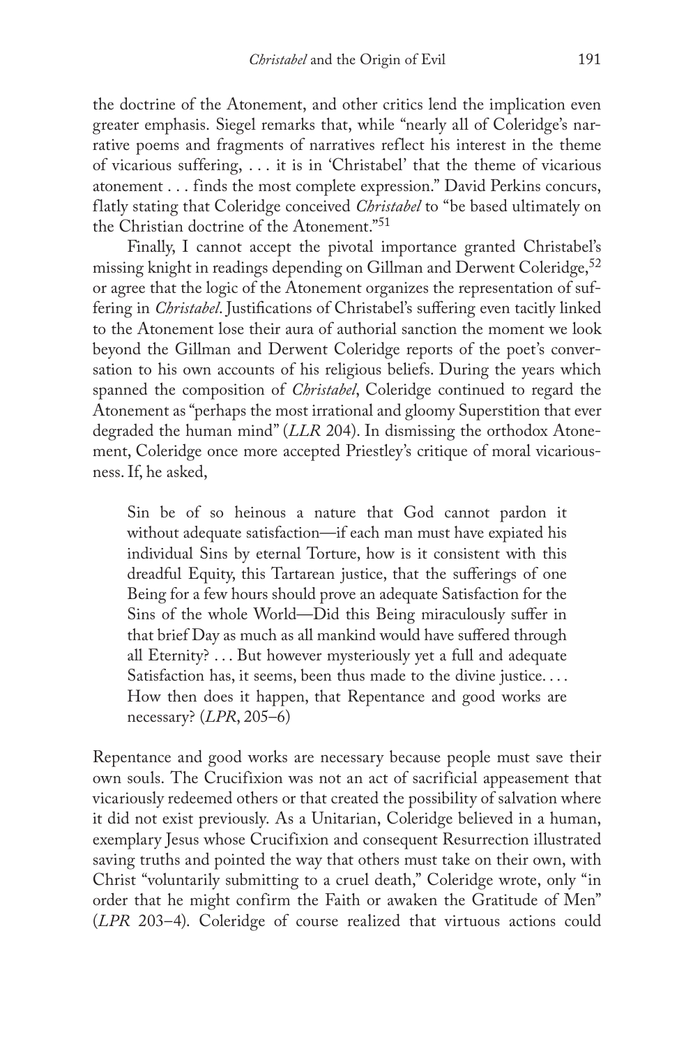the doctrine of the Atonement, and other critics lend the implication even greater emphasis. Siegel remarks that, while "nearly all of Coleridge's narrative poems and fragments of narratives reflect his interest in the theme of vicarious suffering, . . . it is in 'Christabel' that the theme of vicarious atonement . . . finds the most complete expression." David Perkins concurs, flatly stating that Coleridge conceived *Christabel* to "be based ultimately on the Christian doctrine of the Atonement."[51]

Finally, I cannot accept the pivotal importance granted Christabel's missing knight in readings depending on Gillman and Derwent Coleridge,[52] or agree that the logic of the Atonement organizes the representation of suffering in *Christabel*. Justifications of Christabel's suffering even tacitly linked to the Atonement lose their aura of authorial sanction the moment we look beyond the Gillman and Derwent Coleridge reports of the poet's conversation to his own accounts of his religious beliefs. During the years which spanned the composition of *Christabel*, Coleridge continued to regard the Atonement as "perhaps the most irrational and gloomy Superstition that ever degraded the human mind" (*LLR* 204). In dismissing the orthodox Atonement, Coleridge once more accepted Priestley's critique of moral vicariousness. If, he asked,

> Sin be of so heinous a nature that God cannot pardon it without adequate satisfaction—if each man must have expiated his individual Sins by eternal Torture, how is it consistent with this dreadful Equity, this Tartarean justice, that the sufferings of one Being for a few hours should prove an adequate Satisfaction for the Sins of the whole World—Did this Being miraculously suffer in that brief Day as much as all mankind would have suffered through all Eternity? . . . But however mysteriously yet a full and adequate Satisfaction has, it seems, been thus made to the divine justice. . . . How then does it happen, that Repentance and good works are necessary? (*LPR*, 205–6)

Repentance and good works are necessary because people must save their own souls. The Crucifixion was not an act of sacrificial appeasement that vicariously redeemed others or that created the possibility of salvation where it did not exist previously. As a Unitarian, Coleridge believed in a human, exemplary Jesus whose Crucifixion and consequent Resurrection illustrated saving truths and pointed the way that others must take on their own, with Christ "voluntarily submitting to a cruel death," Coleridge wrote, only "in order that he might confirm the Faith or awaken the Gratitude of Men" (*LPR* 203–4). Coleridge of course realized that virtuous actions could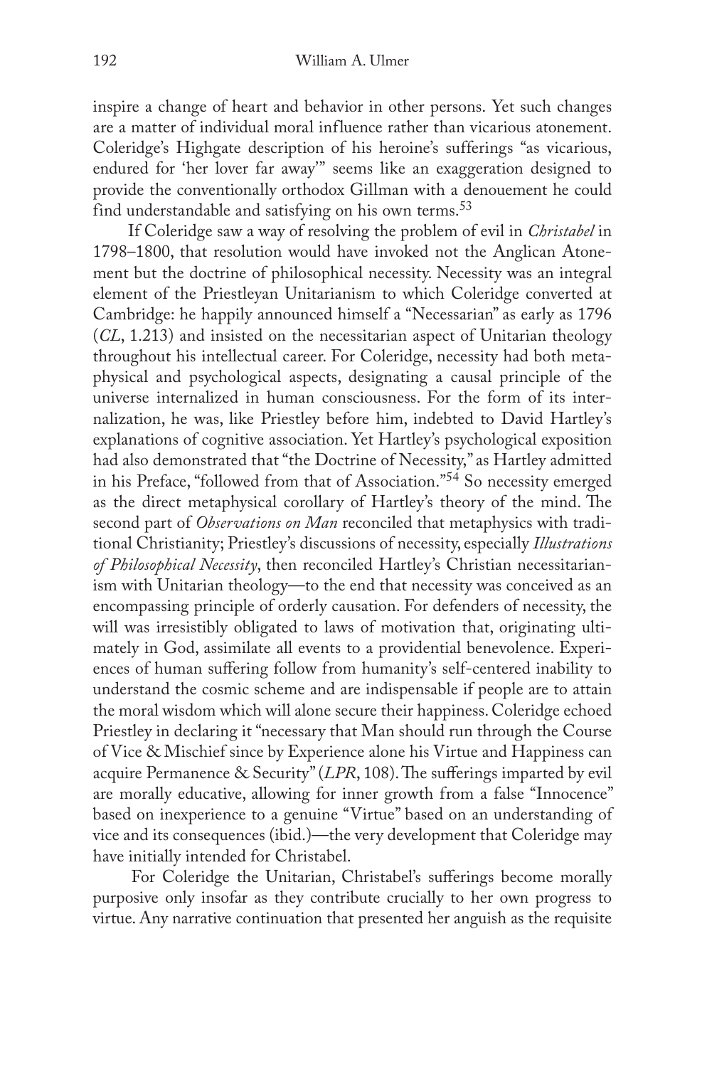inspire a change of heart and behavior in other persons. Yet such changes are a matter of individual moral influence rather than vicarious atonement. Coleridge's Highgate description of his heroine's sufferings "as vicarious, endured for 'her lover far away'" seems like an exaggeration designed to provide the conventionally orthodox Gillman with a denouement he could find understandable and satisfying on his own terms.[53]

If Coleridge saw a way of resolving the problem of evil in *Christabel* in 1798–1800, that resolution would have invoked not the Anglican Atonement but the doctrine of philosophical necessity. Necessity was an integral element of the Priestleyan Unitarianism to which Coleridge converted at Cambridge: he happily announced himself a "Necessarian" as early as 1796 (*CL*, 1.213) and insisted on the necessitarian aspect of Unitarian theology throughout his intellectual career. For Coleridge, necessity had both metaphysical and psychological aspects, designating a causal principle of the universe internalized in human consciousness. For the form of its internalization, he was, like Priestley before him, indebted to David Hartley's explanations of cognitive association. Yet Hartley's psychological exposition had also demonstrated that "the Doctrine of Necessity," as Hartley admitted in his Preface, "followed from that of Association."[54] So necessity emerged as the direct metaphysical corollary of Hartley's theory of the mind. The second part of *Observations on Man* reconciled that metaphysics with traditional Christianity; Priestley's discussions of necessity, especially *Illustrations of Philosophical Necessity*, then reconciled Hartley's Christian necessitarianism with Unitarian theology—to the end that necessity was conceived as an encompassing principle of orderly causation. For defenders of necessity, the will was irresistibly obligated to laws of motivation that, originating ultimately in God, assimilate all events to a providential benevolence. Experiences of human suffering follow from humanity's self-centered inability to understand the cosmic scheme and are indispensable if people are to attain the moral wisdom which will alone secure their happiness. Coleridge echoed Priestley in declaring it "necessary that Man should run through the Course of Vice & Mischief since by Experience alone his Virtue and Happiness can acquire Permanence & Security" (*LPR*, 108). The sufferings imparted by evil are morally educative, allowing for inner growth from a false "Innocence" based on inexperience to a genuine "Virtue" based on an understanding of vice and its consequences (ibid.)—the very development that Coleridge may have initially intended for Christabel.

For Coleridge the Unitarian, Christabel's sufferings become morally purposive only insofar as they contribute crucially to her own progress to virtue. Any narrative continuation that presented her anguish as the requisite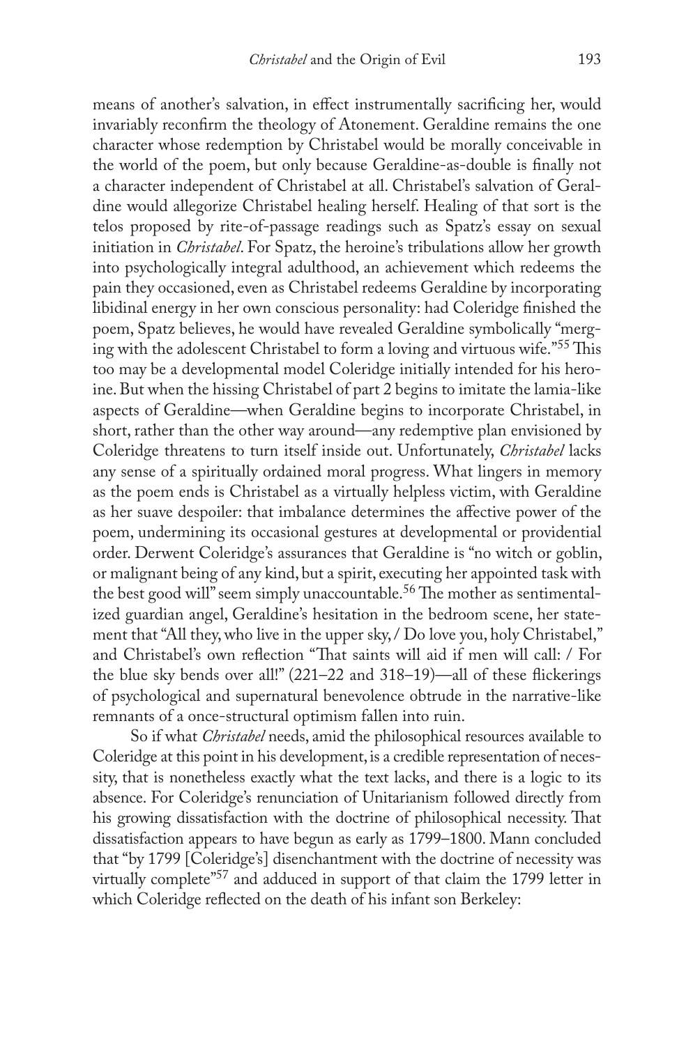means of another's salvation, in effect instrumentally sacrificing her, would invariably reconfirm the theology of Atonement. Geraldine remains the one character whose redemption by Christabel would be morally conceivable in the world of the poem, but only because Geraldine-as-double is finally not a character independent of Christabel at all. Christabel's salvation of Geraldine would allegorize Christabel healing herself. Healing of that sort is the telos proposed by rite-of-passage readings such as Spatz's essay on sexual initiation in *Christabel*. For Spatz, the heroine's tribulations allow her growth into psychologically integral adulthood, an achievement which redeems the pain they occasioned, even as Christabel redeems Geraldine by incorporating libidinal energy in her own conscious personality: had Coleridge finished the poem, Spatz believes, he would have revealed Geraldine symbolically "merging with the adolescent Christabel to form a loving and virtuous wife."[55] This too may be a developmental model Coleridge initially intended for his heroine. But when the hissing Christabel of part 2 begins to imitate the lamia-like aspects of Geraldine—when Geraldine begins to incorporate Christabel, in short, rather than the other way around—any redemptive plan envisioned by Coleridge threatens to turn itself inside out. Unfortunately, *Christabel* lacks any sense of a spiritually ordained moral progress. What lingers in memory as the poem ends is Christabel as a virtually helpless victim, with Geraldine as her suave despoiler: that imbalance determines the affective power of the poem, undermining its occasional gestures at developmental or providential order. Derwent Coleridge's assurances that Geraldine is "no witch or goblin, or malignant being of any kind, but a spirit, executing her appointed task with the best good will" seem simply unaccountable.[56] The mother as sentimentalized guardian angel, Geraldine's hesitation in the bedroom scene, her statement that "All they, who live in the upper sky, / Do love you, holy Christabel," and Christabel's own reflection "That saints will aid if men will call: / For the blue sky bends over all!" (221–22 and 318–19)—all of these flickerings of psychological and supernatural benevolence obtrude in the narrative-like remnants of a once-structural optimism fallen into ruin.

So if what *Christabel* needs, amid the philosophical resources available to Coleridge at this point in his development, is a credible representation of necessity, that is nonetheless exactly what the text lacks, and there is a logic to its absence. For Coleridge's renunciation of Unitarianism followed directly from his growing dissatisfaction with the doctrine of philosophical necessity. That dissatisfaction appears to have begun as early as 1799–1800. Mann concluded that "by 1799 [Coleridge's] disenchantment with the doctrine of necessity was virtually complete"[57] and adduced in support of that claim the 1799 letter in which Coleridge reflected on the death of his infant son Berkeley: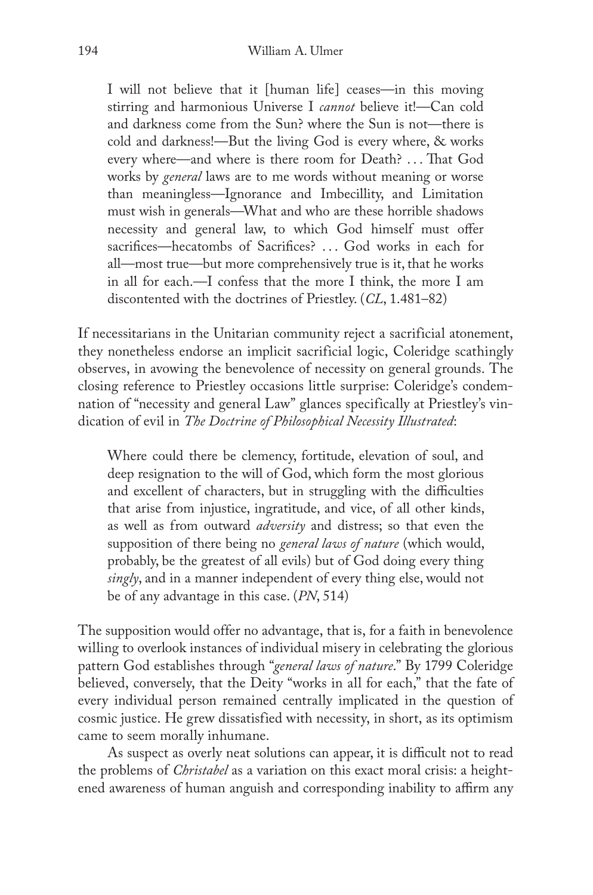> I will not believe that it [human life] ceases—in this moving stirring and harmonious Universe I *cannot* believe it!—Can cold and darkness come from the Sun? where the Sun is not—there is cold and darkness!—But the living God is every where, & works every where—and where is there room for Death? . . . That God works by *general* laws are to me words without meaning or worse than meaningless—Ignorance and Imbecillity, and Limitation must wish in generals—What and who are these horrible shadows necessity and general law, to which God himself must offer sacrifices—hecatombs of Sacrifices? . . . God works in each for all—most true—but more comprehensively true is it, that he works in all for each.—I confess that the more I think, the more I am discontented with the doctrines of Priestley. (*CL*, 1.481–82)

If necessitarians in the Unitarian community reject a sacrificial atonement, they nonetheless endorse an implicit sacrificial logic, Coleridge scathingly observes, in avowing the benevolence of necessity on general grounds. The closing reference to Priestley occasions little surprise: Coleridge's condemnation of "necessity and general Law" glances specifically at Priestley's vindication of evil in *The Doctrine of Philosophical Necessity Illustrated*:

> Where could there be clemency, fortitude, elevation of soul, and deep resignation to the will of God, which form the most glorious and excellent of characters, but in struggling with the difficulties that arise from injustice, ingratitude, and vice, of all other kinds, as well as from outward *adversity* and distress; so that even the supposition of there being no *general laws of nature* (which would, probably, be the greatest of all evils) but of God doing every thing *singly*, and in a manner independent of every thing else, would not be of any advantage in this case. (*PN*, 514)

The supposition would offer no advantage, that is, for a faith in benevolence willing to overlook instances of individual misery in celebrating the glorious pattern God establishes through "*general laws of nature*." By 1799 Coleridge believed, conversely, that the Deity "works in all for each," that the fate of every individual person remained centrally implicated in the question of cosmic justice. He grew dissatisfied with necessity, in short, as its optimism came to seem morally inhumane.

As suspect as overly neat solutions can appear, it is difficult not to read the problems of *Christabel* as a variation on this exact moral crisis: a heightened awareness of human anguish and corresponding inability to affirm any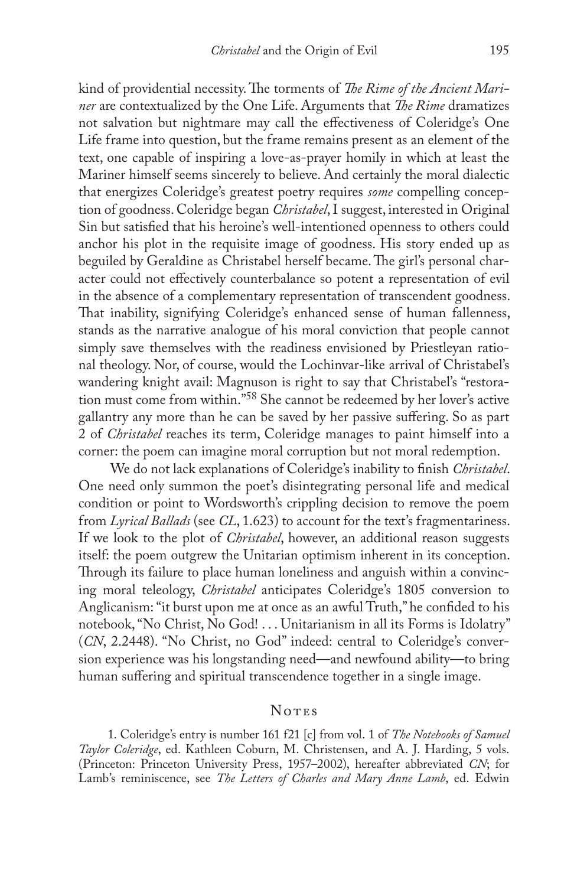kind of providential necessity. The torments of *The Rime of the Ancient Mariner* are contextualized by the One Life. Arguments that *The Rime* dramatizes not salvation but nightmare may call the effectiveness of Coleridge's One Life frame into question, but the frame remains present as an element of the text, one capable of inspiring a love-as-prayer homily in which at least the Mariner himself seems sincerely to believe. And certainly the moral dialectic that energizes Coleridge's greatest poetry requires *some* compelling conception of goodness. Coleridge began *Christabel*, I suggest, interested in Original Sin but satisfied that his heroine's well-intentioned openness to others could anchor his plot in the requisite image of goodness. His story ended up as beguiled by Geraldine as Christabel herself became. The girl's personal character could not effectively counterbalance so potent a representation of evil in the absence of a complementary representation of transcendent goodness. That inability, signifying Coleridge's enhanced sense of human fallenness, stands as the narrative analogue of his moral conviction that people cannot simply save themselves with the readiness envisioned by Priestleyan rational theology. Nor, of course, would the Lochinvar-like arrival of Christabel's wandering knight avail: Magnuson is right to say that Christabel's "restoration must come from within."[58] She cannot be redeemed by her lover's active gallantry any more than he can be saved by her passive suffering. So as part 2 of *Christabel* reaches its term, Coleridge manages to paint himself into a corner: the poem can imagine moral corruption but not moral redemption.

We do not lack explanations of Coleridge's inability to finish *Christabel*. One need only summon the poet's disintegrating personal life and medical condition or point to Wordsworth's crippling decision to remove the poem from *Lyrical Ballads* (see *CL*, 1.623) to account for the text's fragmentariness. If we look to the plot of *Christabel*, however, an additional reason suggests itself: the poem outgrew the Unitarian optimism inherent in its conception. Through its failure to place human loneliness and anguish within a convincing moral teleology, *Christabel* anticipates Coleridge's 1805 conversion to Anglicanism: "it burst upon me at once as an awful Truth," he confided to his notebook, "No Christ, No God! . . . Unitarianism in all its Forms is Idolatry" (*CN*, 2.2448). "No Christ, no God" indeed: central to Coleridge's conversion experience was his longstanding need—and newfound ability—to bring human suffering and spiritual transcendence together in a single image.

## Notes

1. Coleridge's entry is number 161 f21 [c] from vol. 1 of *The Notebooks of Samuel Taylor Coleridge*, ed. Kathleen Coburn, M. Christensen, and A. J. Harding, 5 vols. (Princeton: Princeton University Press, 1957–2002), hereafter abbreviated *CN*; for Lamb's reminiscence, see *The Letters of Charles and Mary Anne Lamb*, ed. Edwin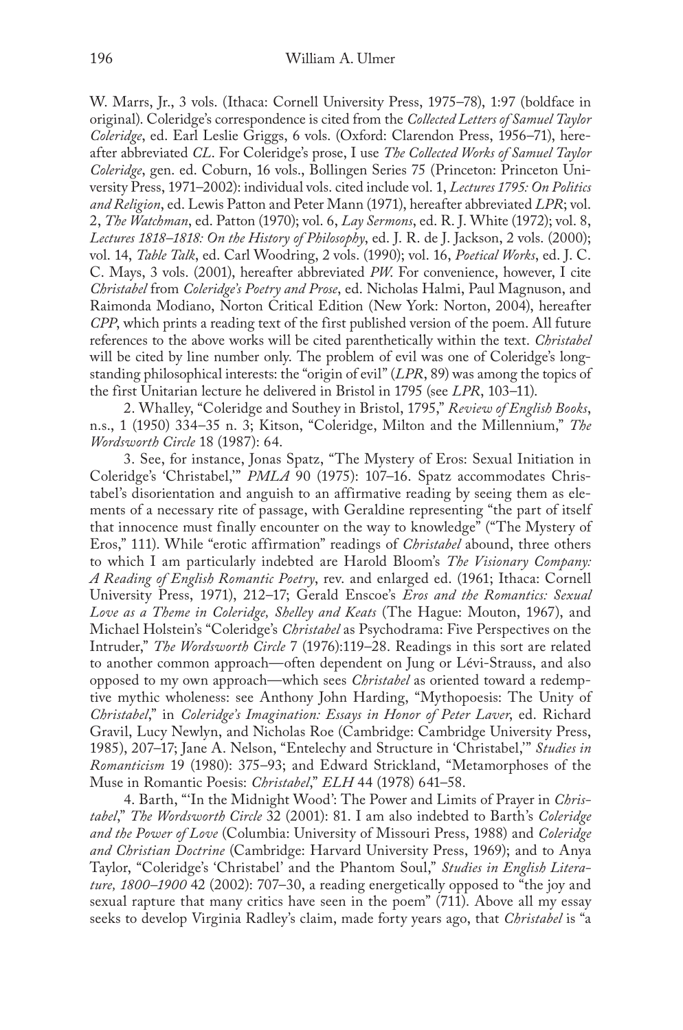W. Marrs, Jr., 3 vols. (Ithaca: Cornell University Press, 1975–78), 1:97 (boldface in original). Coleridge's correspondence is cited from the *Collected Letters of Samuel Taylor Coleridge*, ed. Earl Leslie Griggs, 6 vols. (Oxford: Clarendon Press, 1956–71), hereafter abbreviated *CL*. For Coleridge's prose, I use *The Collected Works of Samuel Taylor Coleridge*, gen. ed. Coburn, 16 vols., Bollingen Series 75 (Princeton: Princeton University Press, 1971–2002): individual vols. cited include vol. 1, *Lectures 1795: On Politics and Religion*, ed. Lewis Patton and Peter Mann (1971), hereafter abbreviated *LPR*; vol. 2, *The Watchman*, ed. Patton (1970); vol. 6, *Lay Sermons*, ed. R. J. White (1972); vol. 8, *Lectures 1818–1818: On the History of Philosophy*, ed. J. R. de J. Jackson, 2 vols. (2000); vol. 14, *Table Talk*, ed. Carl Woodring, 2 vols. (1990); vol. 16, *Poetical Works*, ed. J. C. C. Mays, 3 vols. (2001), hereafter abbreviated *PW*. For convenience, however, I cite *Christabel* from *Coleridge's Poetry and Prose*, ed. Nicholas Halmi, Paul Magnuson, and Raimonda Modiano, Norton Critical Edition (New York: Norton, 2004), hereafter *CPP*, which prints a reading text of the first published version of the poem. All future references to the above works will be cited parenthetically within the text. *Christabel* will be cited by line number only. The problem of evil was one of Coleridge's longstanding philosophical interests: the "origin of evil" (*LPR*, 89) was among the topics of the first Unitarian lecture he delivered in Bristol in 1795 (see *LPR*, 103–11).

2. Whalley, "Coleridge and Southey in Bristol, 1795," *Review of English Books*, n.s., 1 (1950) 334–35 n. 3; Kitson, "Coleridge, Milton and the Millennium," *The Wordsworth Circle* 18 (1987): 64.

3. See, for instance, Jonas Spatz, "The Mystery of Eros: Sexual Initiation in Coleridge's 'Christabel,'" *PMLA* 90 (1975): 107–16. Spatz accommodates Christabel's disorientation and anguish to an affirmative reading by seeing them as elements of a necessary rite of passage, with Geraldine representing "the part of itself that innocence must finally encounter on the way to knowledge" ("The Mystery of Eros," 111). While "erotic affirmation" readings of *Christabel* abound, three others to which I am particularly indebted are Harold Bloom's *The Visionary Company: A Reading of English Romantic Poetry*, rev. and enlarged ed. (1961; Ithaca: Cornell University Press, 1971), 212–17; Gerald Enscoe's *Eros and the Romantics: Sexual Love as a Theme in Coleridge, Shelley and Keats* (The Hague: Mouton, 1967), and Michael Holstein's "Coleridge's *Christabel* as Psychodrama: Five Perspectives on the Intruder," *The Wordsworth Circle* 7 (1976):119–28. Readings in this sort are related to another common approach—often dependent on Jung or Lévi-Strauss, and also opposed to my own approach—which sees *Christabel* as oriented toward a redemptive mythic wholeness: see Anthony John Harding, "Mythopoesis: The Unity of *Christabel*," in *Coleridge's Imagination: Essays in Honor of Peter Laver*, ed. Richard Gravil, Lucy Newlyn, and Nicholas Roe (Cambridge: Cambridge University Press, 1985), 207–17; Jane A. Nelson, "Entelechy and Structure in 'Christabel,'" *Studies in Romanticism* 19 (1980): 375–93; and Edward Strickland, "Metamorphoses of the Muse in Romantic Poesis: *Christabel*," *ELH* 44 (1978) 641–58.

4. Barth, "'In the Midnight Wood': The Power and Limits of Prayer in *Christabel*," *The Wordsworth Circle* 32 (2001): 81. I am also indebted to Barth's *Coleridge and the Power of Love* (Columbia: University of Missouri Press, 1988) and *Coleridge and Christian Doctrine* (Cambridge: Harvard University Press, 1969); and to Anya Taylor, "Coleridge's 'Christabel' and the Phantom Soul," *Studies in English Literature, 1800–1900* 42 (2002): 707–30, a reading energetically opposed to "the joy and sexual rapture that many critics have seen in the poem" (711). Above all my essay seeks to develop Virginia Radley's claim, made forty years ago, that *Christabel* is "a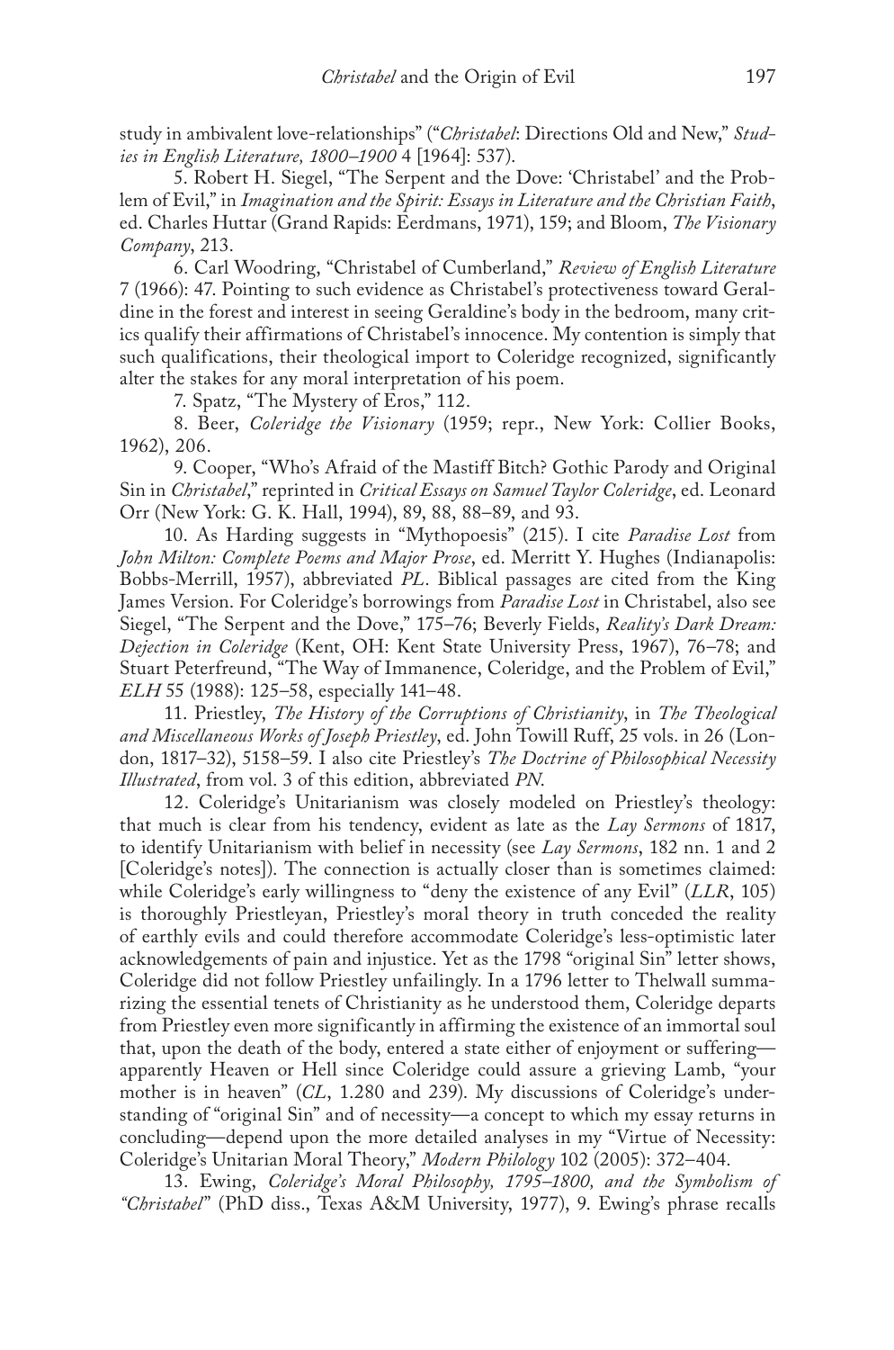study in ambivalent love-relationships" ("*Christabel*: Directions Old and New," *Studies in English Literature, 1800–1900* 4 [1964]: 537).

5. Robert H. Siegel, "The Serpent and the Dove: 'Christabel' and the Problem of Evil," in *Imagination and the Spirit: Essays in Literature and the Christian Faith*, ed. Charles Huttar (Grand Rapids: Eerdmans, 1971), 159; and Bloom, *The Visionary Company*, 213.

6. Carl Woodring, "Christabel of Cumberland," *Review of English Literature* 7 (1966): 47. Pointing to such evidence as Christabel's protectiveness toward Geraldine in the forest and interest in seeing Geraldine's body in the bedroom, many critics qualify their affirmations of Christabel's innocence. My contention is simply that such qualifications, their theological import to Coleridge recognized, significantly alter the stakes for any moral interpretation of his poem.

7. Spatz, "The Mystery of Eros," 112.

8. Beer, *Coleridge the Visionary* (1959; repr., New York: Collier Books, 1962), 206.

9. Cooper, "Who's Afraid of the Mastiff Bitch? Gothic Parody and Original Sin in *Christabel*," reprinted in *Critical Essays on Samuel Taylor Coleridge*, ed. Leonard Orr (New York: G. K. Hall, 1994), 89, 88, 88–89, and 93.

10. As Harding suggests in "Mythopoesis" (215). I cite *Paradise Lost* from *John Milton: Complete Poems and Major Prose*, ed. Merritt Y. Hughes (Indianapolis: Bobbs-Merrill, 1957), abbreviated *PL*. Biblical passages are cited from the King James Version. For Coleridge's borrowings from *Paradise Lost* in Christabel, also see Siegel, "The Serpent and the Dove," 175–76; Beverly Fields, *Reality's Dark Dream: Dejection in Coleridge* (Kent, OH: Kent State University Press, 1967), 76–78; and Stuart Peterfreund, "The Way of Immanence, Coleridge, and the Problem of Evil," *ELH* 55 (1988): 125–58, especially 141–48.

11. Priestley, *The History of the Corruptions of Christianity*, in *The Theological and Miscellaneous Works of Joseph Priestley*, ed. John Towill Ruff, 25 vols. in 26 (London, 1817–32), 5158–59. I also cite Priestley's *The Doctrine of Philosophical Necessity Illustrated*, from vol. 3 of this edition, abbreviated *PN*.

12. Coleridge's Unitarianism was closely modeled on Priestley's theology: that much is clear from his tendency, evident as late as the *Lay Sermons* of 1817, to identify Unitarianism with belief in necessity (see *Lay Sermons*, 182 nn. 1 and 2 [Coleridge's notes]). The connection is actually closer than is sometimes claimed: while Coleridge's early willingness to "deny the existence of any Evil" (*LLR*, 105) is thoroughly Priestleyan, Priestley's moral theory in truth conceded the reality of earthly evils and could therefore accommodate Coleridge's less-optimistic later acknowledgements of pain and injustice. Yet as the 1798 "original Sin" letter shows, Coleridge did not follow Priestley unfailingly. In a 1796 letter to Thelwall summarizing the essential tenets of Christianity as he understood them, Coleridge departs from Priestley even more significantly in affirming the existence of an immortal soul that, upon the death of the body, entered a state either of enjoyment or suffering—apparently Heaven or Hell since Coleridge could assure a grieving Lamb, "your mother is in heaven" (*CL*, 1.280 and 239). My discussions of Coleridge's understanding of "original Sin" and of necessity—a concept to which my essay returns in concluding—depend upon the more detailed analyses in my "Virtue of Necessity: Coleridge's Unitarian Moral Theory," *Modern Philology* 102 (2005): 372–404.

13. Ewing, *Coleridge's Moral Philosophy, 1795–1800, and the Symbolism of "Christabel"* (PhD diss., Texas A&M University, 1977), 9. Ewing's phrase recalls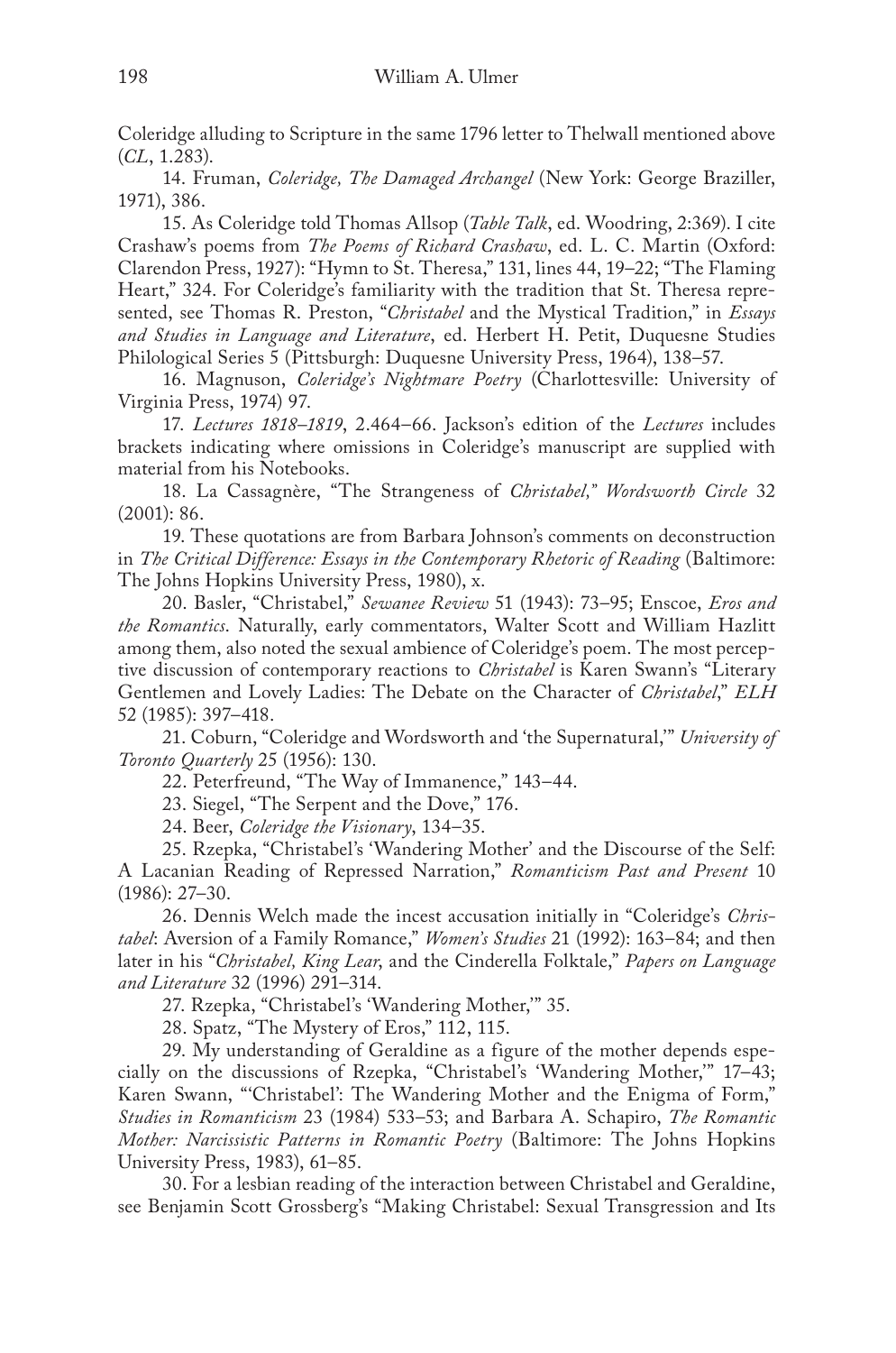Coleridge alluding to Scripture in the same 1796 letter to Thelwall mentioned above (*CL*, 1.283).

14. Fruman, *Coleridge, The Damaged Archangel* (New York: George Braziller, 1971), 386.

15. As Coleridge told Thomas Allsop (*Table Talk*, ed. Woodring, 2:369). I cite Crashaw's poems from *The Poems of Richard Crashaw*, ed. L. C. Martin (Oxford: Clarendon Press, 1927): "Hymn to St. Theresa," 131, lines 44, 19–22; "The Flaming Heart," 324. For Coleridge's familiarity with the tradition that St. Theresa represented, see Thomas R. Preston, "*Christabel* and the Mystical Tradition," in *Essays and Studies in Language and Literature*, ed. Herbert H. Petit, Duquesne Studies Philological Series 5 (Pittsburgh: Duquesne University Press, 1964), 138–57.

16. Magnuson, *Coleridge's Nightmare Poetry* (Charlottesville: University of Virginia Press, 1974) 97.

17. *Lectures 1818–1819*, 2.464–66. Jackson's edition of the *Lectures* includes brackets indicating where omissions in Coleridge's manuscript are supplied with material from his Notebooks.

18. La Cassagnère, "The Strangeness of *Christabel,*" *Wordsworth Circle* 32 (2001): 86.

19. These quotations are from Barbara Johnson's comments on deconstruction in *The Critical Difference: Essays in the Contemporary Rhetoric of Reading* (Baltimore: The Johns Hopkins University Press, 1980), x.

20. Basler, "Christabel," *Sewanee Review* 51 (1943): 73–95; Enscoe, *Eros and the Romantics*. Naturally, early commentators, Walter Scott and William Hazlitt among them, also noted the sexual ambience of Coleridge's poem. The most perceptive discussion of contemporary reactions to *Christabel* is Karen Swann's "Literary Gentlemen and Lovely Ladies: The Debate on the Character of *Christabel*," *ELH* 52 (1985): 397–418.

21. Coburn, "Coleridge and Wordsworth and 'the Supernatural,'" *University of Toronto Quarterly* 25 (1956): 130.

22. Peterfreund, "The Way of Immanence," 143–44.

23. Siegel, "The Serpent and the Dove," 176.

24. Beer, *Coleridge the Visionary*, 134–35.

25. Rzepka, "Christabel's 'Wandering Mother' and the Discourse of the Self: A Lacanian Reading of Repressed Narration," *Romanticism Past and Present* 10 (1986): 27–30.

26. Dennis Welch made the incest accusation initially in "Coleridge's *Christabel*: Aversion of a Family Romance," *Women's Studies* 21 (1992): 163–84; and then later in his "*Christabel, King Lear*, and the Cinderella Folktale," *Papers on Language and Literature* 32 (1996) 291–314.

27. Rzepka, "Christabel's 'Wandering Mother,'" 35.

28. Spatz, "The Mystery of Eros," 112, 115.

29. My understanding of Geraldine as a figure of the mother depends especially on the discussions of Rzepka, "Christabel's 'Wandering Mother,'" 17–43; Karen Swann, "'Christabel': The Wandering Mother and the Enigma of Form," *Studies in Romanticism* 23 (1984) 533–53; and Barbara A. Schapiro, *The Romantic Mother: Narcissistic Patterns in Romantic Poetry* (Baltimore: The Johns Hopkins University Press, 1983), 61–85.

30. For a lesbian reading of the interaction between Christabel and Geraldine, see Benjamin Scott Grossberg's "Making Christabel: Sexual Transgression and Its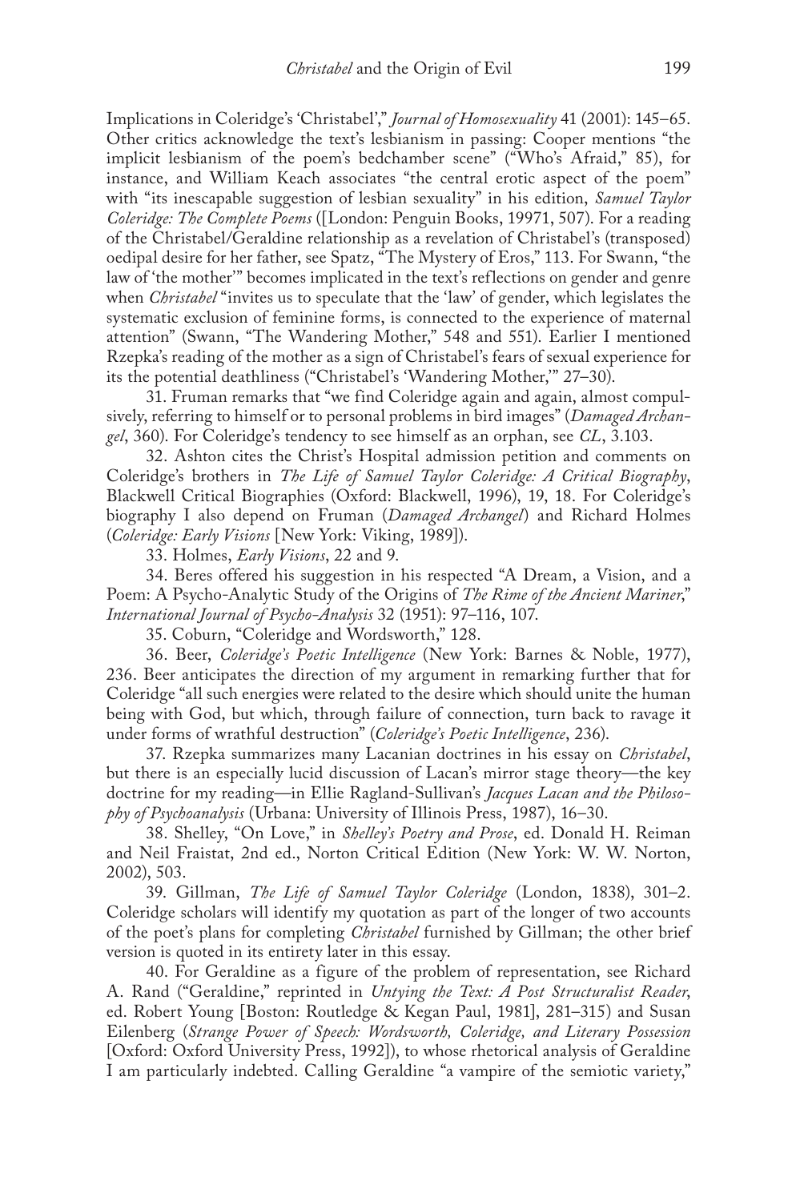Implications in Coleridge's 'Christabel'," *Journal of Homosexuality* 41 (2001): 145–65. Other critics acknowledge the text's lesbianism in passing: Cooper mentions "the implicit lesbianism of the poem's bedchamber scene" ("Who's Afraid," 85), for instance, and William Keach associates "the central erotic aspect of the poem" with "its inescapable suggestion of lesbian sexuality" in his edition, *Samuel Taylor Coleridge: The Complete Poems* ([London: Penguin Books, 19971, 507). For a reading of the Christabel/Geraldine relationship as a revelation of Christabel's (transposed) oedipal desire for her father, see Spatz, "The Mystery of Eros," 113. For Swann, "the law of 'the mother'" becomes implicated in the text's reflections on gender and genre when *Christabel* "invites us to speculate that the 'law' of gender, which legislates the systematic exclusion of feminine forms, is connected to the experience of maternal attention" (Swann, "The Wandering Mother," 548 and 551). Earlier I mentioned Rzepka's reading of the mother as a sign of Christabel's fears of sexual experience for its the potential deathliness ("Christabel's 'Wandering Mother,'" 27–30).

31. Fruman remarks that "we find Coleridge again and again, almost compulsively, referring to himself or to personal problems in bird images" (*Damaged Archangel*, 360). For Coleridge's tendency to see himself as an orphan, see *CL*, 3.103.

32. Ashton cites the Christ's Hospital admission petition and comments on Coleridge's brothers in *The Life of Samuel Taylor Coleridge: A Critical Biography*, Blackwell Critical Biographies (Oxford: Blackwell, 1996), 19, 18. For Coleridge's biography I also depend on Fruman (*Damaged Archangel*) and Richard Holmes (*Coleridge: Early Visions* [New York: Viking, 1989]).

33. Holmes, *Early Visions*, 22 and 9.

34. Beres offered his suggestion in his respected "A Dream, a Vision, and a Poem: A Psycho-Analytic Study of the Origins of *The Rime of the Ancient Mariner*," *International Journal of Psycho-Analysis* 32 (1951): 97–116, 107.

35. Coburn, "Coleridge and Wordsworth," 128.

36. Beer, *Coleridge's Poetic Intelligence* (New York: Barnes & Noble, 1977), 236. Beer anticipates the direction of my argument in remarking further that for Coleridge "all such energies were related to the desire which should unite the human being with God, but which, through failure of connection, turn back to ravage it under forms of wrathful destruction" (*Coleridge's Poetic Intelligence*, 236).

37. Rzepka summarizes many Lacanian doctrines in his essay on *Christabel*, but there is an especially lucid discussion of Lacan's mirror stage theory—the key doctrine for my reading—in Ellie Ragland-Sullivan's *Jacques Lacan and the Philosophy of Psychoanalysis* (Urbana: University of Illinois Press, 1987), 16–30.

38. Shelley, "On Love," in *Shelley's Poetry and Prose*, ed. Donald H. Reiman and Neil Fraistat, 2nd ed., Norton Critical Edition (New York: W. W. Norton, 2002), 503.

39. Gillman, *The Life of Samuel Taylor Coleridge* (London, 1838), 301–2. Coleridge scholars will identify my quotation as part of the longer of two accounts of the poet's plans for completing *Christabel* furnished by Gillman; the other brief version is quoted in its entirety later in this essay.

40. For Geraldine as a figure of the problem of representation, see Richard A. Rand ("Geraldine," reprinted in *Untying the Text: A Post Structuralist Reader*, ed. Robert Young [Boston: Routledge & Kegan Paul, 1981], 281–315) and Susan Eilenberg (*Strange Power of Speech: Wordsworth, Coleridge, and Literary Possession* [Oxford: Oxford University Press, 1992]), to whose rhetorical analysis of Geraldine I am particularly indebted. Calling Geraldine "a vampire of the semiotic variety,"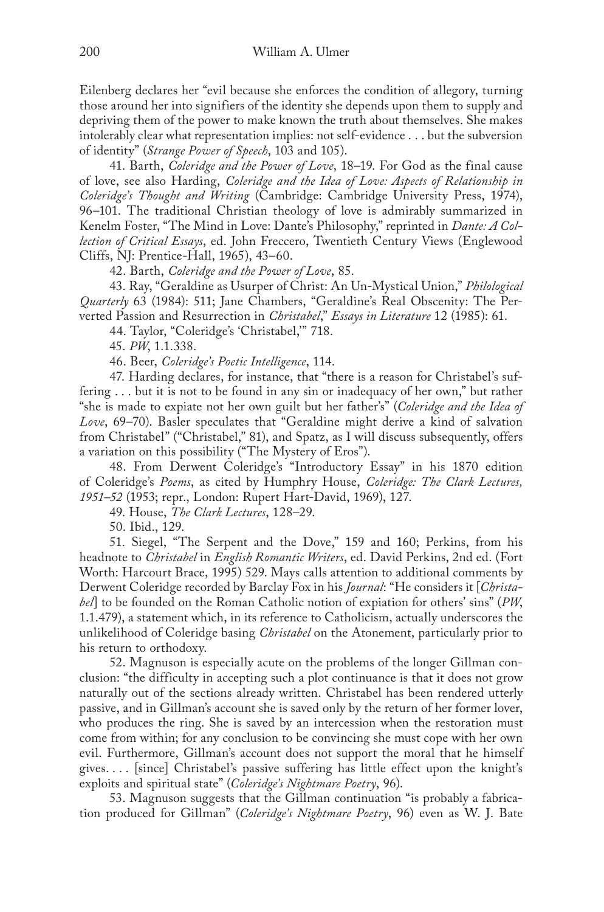Eilenberg declares her "evil because she enforces the condition of allegory, turning those around her into signifiers of the identity she depends upon them to supply and depriving them of the power to make known the truth about themselves. She makes intolerably clear what representation implies: not self-evidence . . . but the subversion of identity" (*Strange Power of Speech*, 103 and 105).

41. Barth, *Coleridge and the Power of Love*, 18–19. For God as the final cause of love, see also Harding, *Coleridge and the Idea of Love: Aspects of Relationship in Coleridge's Thought and Writing* (Cambridge: Cambridge University Press, 1974), 96–101. The traditional Christian theology of love is admirably summarized in Kenelm Foster, "The Mind in Love: Dante's Philosophy," reprinted in *Dante: A Collection of Critical Essays*, ed. John Freccero, Twentieth Century Views (Englewood Cliffs, NJ: Prentice-Hall, 1965), 43–60.

42. Barth, *Coleridge and the Power of Love*, 85.

43. Ray, "Geraldine as Usurper of Christ: An Un-Mystical Union," *Philological Quarterly* 63 (1984): 511; Jane Chambers, "Geraldine's Real Obscenity: The Perverted Passion and Resurrection in *Christabel*," *Essays in Literature* 12 (1985): 61.

44. Taylor, "Coleridge's 'Christabel,'" 718.

45. *PW*, 1.1.338.

46. Beer, *Coleridge's Poetic Intelligence*, 114.

47. Harding declares, for instance, that "there is a reason for Christabel's suffering . . . but it is not to be found in any sin or inadequacy of her own," but rather "she is made to expiate not her own guilt but her father's" (*Coleridge and the Idea of Love*, 69–70). Basler speculates that "Geraldine might derive a kind of salvation from Christabel" ("Christabel," 81), and Spatz, as I will discuss subsequently, offers a variation on this possibility ("The Mystery of Eros").

48. From Derwent Coleridge's "Introductory Essay" in his 1870 edition of Coleridge's *Poems*, as cited by Humphry House, *Coleridge: The Clark Lectures, 1951–52* (1953; repr., London: Rupert Hart-David, 1969), 127.

49. House, *The Clark Lectures*, 128–29.

50. Ibid., 129.

51. Siegel, "The Serpent and the Dove," 159 and 160; Perkins, from his headnote to *Christabel* in *English Romantic Writers*, ed. David Perkins, 2nd ed. (Fort Worth: Harcourt Brace, 1995) 529. Mays calls attention to additional comments by Derwent Coleridge recorded by Barclay Fox in his *Journal*: "He considers it [*Christabel*] to be founded on the Roman Catholic notion of expiation for others' sins" (*PW*, 1.1.479), a statement which, in its reference to Catholicism, actually underscores the unlikelihood of Coleridge basing *Christabel* on the Atonement, particularly prior to his return to orthodoxy.

52. Magnuson is especially acute on the problems of the longer Gillman conclusion: "the difficulty in accepting such a plot continuance is that it does not grow naturally out of the sections already written. Christabel has been rendered utterly passive, and in Gillman's account she is saved only by the return of her former lover, who produces the ring. She is saved by an intercession when the restoration must come from within; for any conclusion to be convincing she must cope with her own evil. Furthermore, Gillman's account does not support the moral that he himself gives. . . . [since] Christabel's passive suffering has little effect upon the knight's exploits and spiritual state" (*Coleridge's Nightmare Poetry*, 96).

53. Magnuson suggests that the Gillman continuation "is probably a fabrication produced for Gillman" (*Coleridge's Nightmare Poetry*, 96) even as W. J. Bate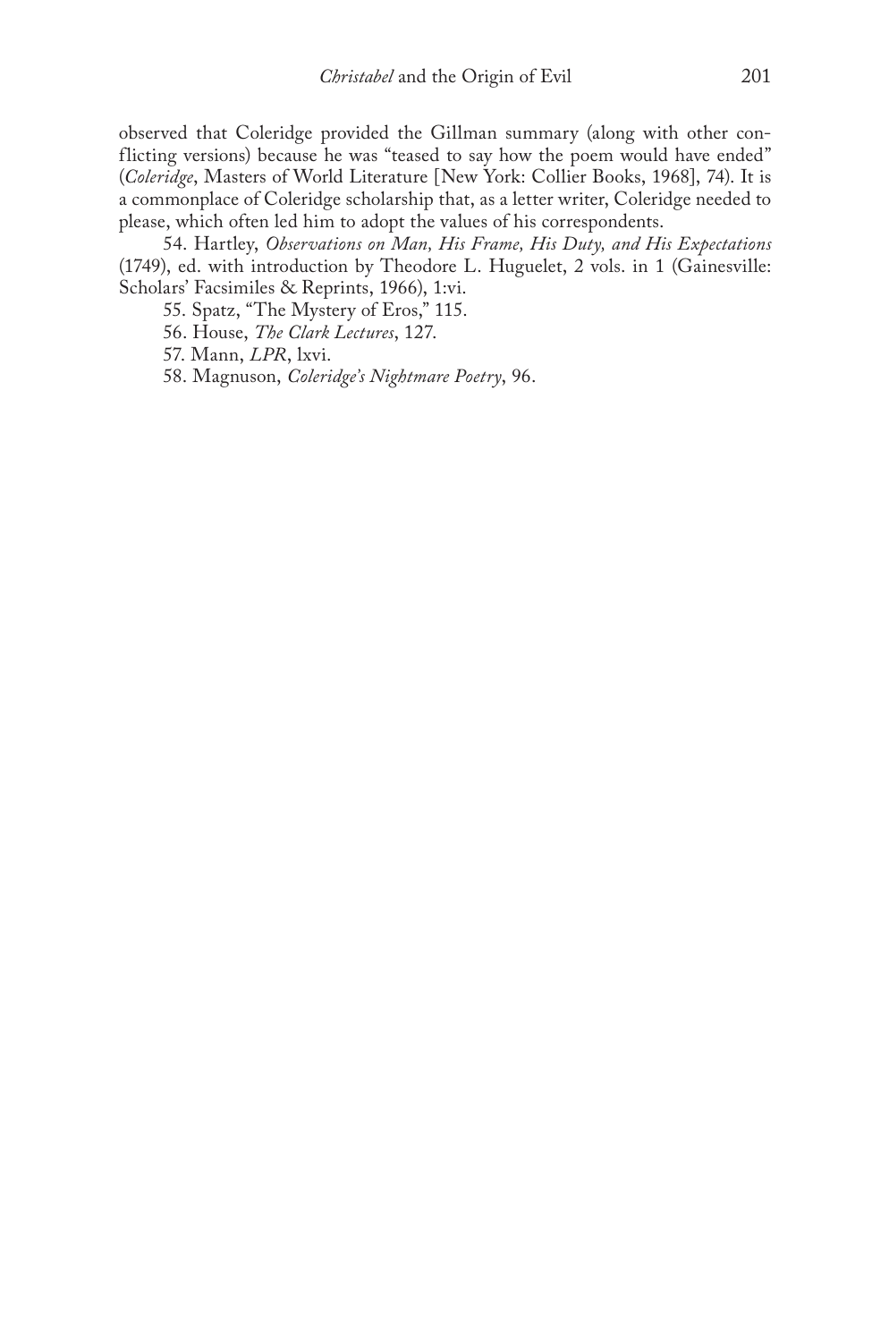observed that Coleridge provided the Gillman summary (along with other conflicting versions) because he was "teased to say how the poem would have ended" (*Coleridge*, Masters of World Literature [New York: Collier Books, 1968], 74). It is a commonplace of Coleridge scholarship that, as a letter writer, Coleridge needed to please, which often led him to adopt the values of his correspondents.

54. Hartley, *Observations on Man, His Frame, His Duty, and His Expectations* (1749), ed. with introduction by Theodore L. Huguelet, 2 vols. in 1 (Gainesville: Scholars' Facsimiles & Reprints, 1966), 1:vi.

55. Spatz, "The Mystery of Eros," 115.

56. House, *The Clark Lectures*, 127.

57. Mann, *LPR*, lxvi.

58. Magnuson, *Coleridge's Nightmare Poetry*, 96.